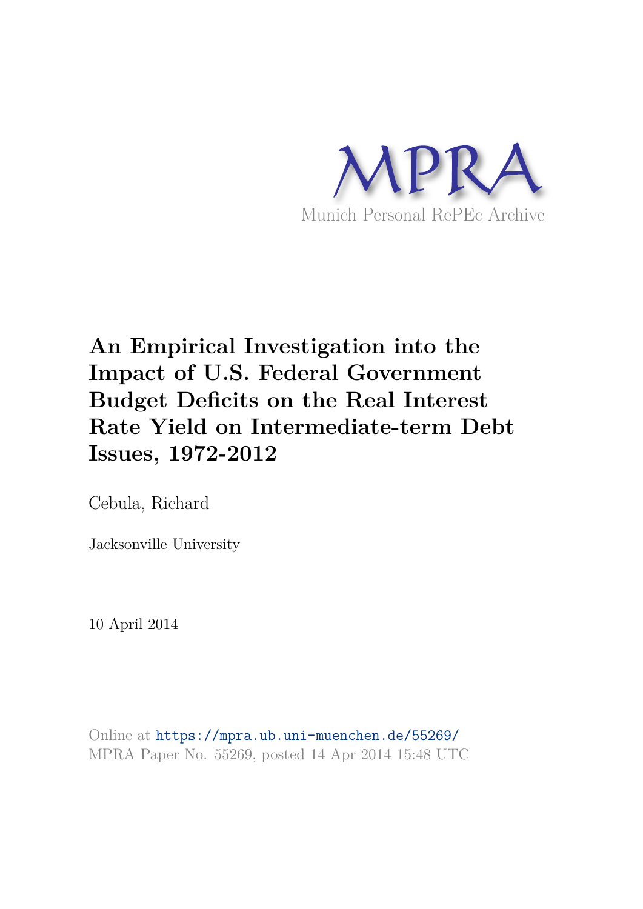MPRA

Munich Personal RePEc Archive

# An Empirical Investigation into the Impact of U.S. Federal Government Budget Deficits on the Real Interest Rate Yield on Intermediate-term Debt Issues, 1972-2012

Cebula, Richard

Jacksonville University

10 April 2014

Online at https://mpra.ub.uni-muenchen.de/55269/
MPRA Paper No. 55269, posted 14 Apr 2014 15:48 UTC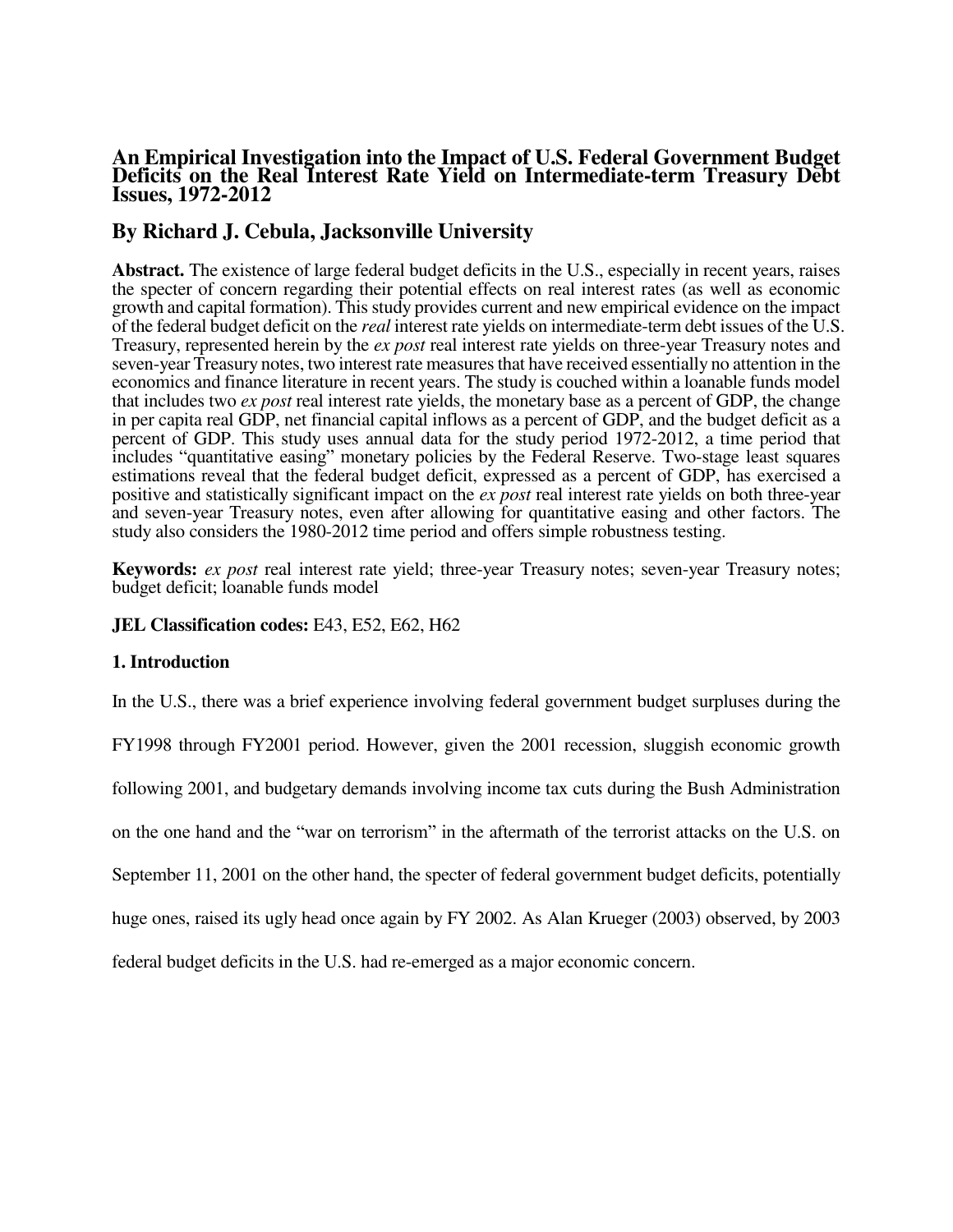# An Empirical Investigation into the Impact of U.S. Federal Government Budget Deficits on the Real Interest Rate Yield on Intermediate-term Treasury Debt Issues, 1972-2012

## By Richard J. Cebula, Jacksonville University

**Abstract.** The existence of large federal budget deficits in the U.S., especially in recent years, raises the specter of concern regarding their potential effects on real interest rates (as well as economic growth and capital formation). This study provides current and new empirical evidence on the impact of the federal budget deficit on the *real* interest rate yields on intermediate-term debt issues of the U.S. Treasury, represented herein by the *ex post* real interest rate yields on three-year Treasury notes and seven-year Treasury notes, two interest rate measures that have received essentially no attention in the economics and finance literature in recent years. The study is couched within a loanable funds model that includes two *ex post* real interest rate yields, the monetary base as a percent of GDP, the change in per capita real GDP, net financial capital inflows as a percent of GDP, and the budget deficit as a percent of GDP. This study uses annual data for the study period 1972-2012, a time period that includes "quantitative easing" monetary policies by the Federal Reserve. Two-stage least squares estimations reveal that the federal budget deficit, expressed as a percent of GDP, has exercised a positive and statistically significant impact on the *ex post* real interest rate yields on both three-year and seven-year Treasury notes, even after allowing for quantitative easing and other factors. The study also considers the 1980-2012 time period and offers simple robustness testing.

**Keywords:** *ex post* real interest rate yield; three-year Treasury notes; seven-year Treasury notes; budget deficit; loanable funds model

**JEL Classification codes:** E43, E52, E62, H62

### 1. Introduction

In the U.S., there was a brief experience involving federal government budget surpluses during the FY1998 through FY2001 period. However, given the 2001 recession, sluggish economic growth following 2001, and budgetary demands involving income tax cuts during the Bush Administration on the one hand and the "war on terrorism" in the aftermath of the terrorist attacks on the U.S. on September 11, 2001 on the other hand, the specter of federal government budget deficits, potentially huge ones, raised its ugly head once again by FY 2002. As Alan Krueger (2003) observed, by 2003 federal budget deficits in the U.S. had re-emerged as a major economic concern.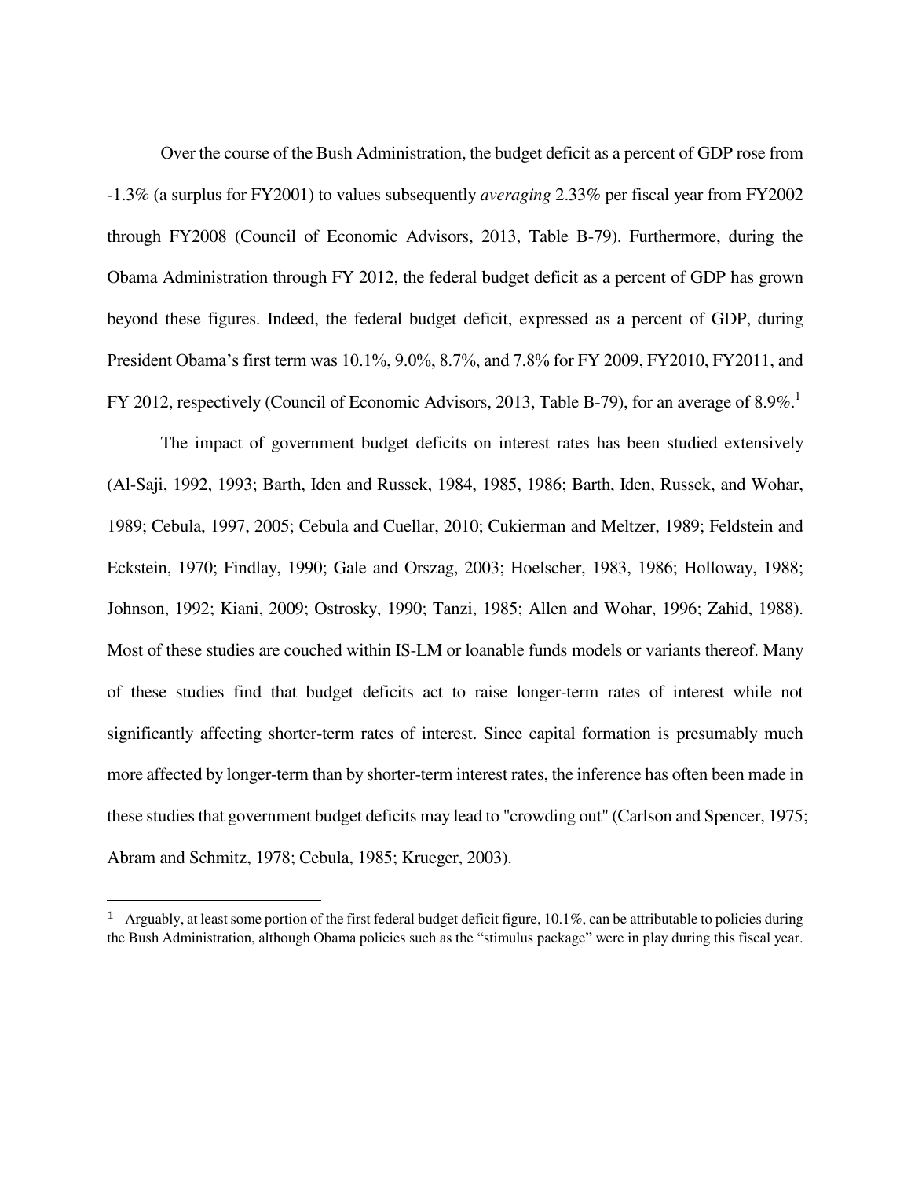Over the course of the Bush Administration, the budget deficit as a percent of GDP rose from -1.3% (a surplus for FY2001) to values subsequently *averaging* 2.33% per fiscal year from FY2002 through FY2008 (Council of Economic Advisors, 2013, Table B-79). Furthermore, during the Obama Administration through FY 2012, the federal budget deficit as a percent of GDP has grown beyond these figures. Indeed, the federal budget deficit, expressed as a percent of GDP, during President Obama's first term was 10.1%, 9.0%, 8.7%, and 7.8% for FY 2009, FY2010, FY2011, and FY 2012, respectively (Council of Economic Advisors, 2013, Table B-79), for an average of 8.9%.[1]

The impact of government budget deficits on interest rates has been studied extensively (Al-Saji, 1992, 1993; Barth, Iden and Russek, 1984, 1985, 1986; Barth, Iden, Russek, and Wohar, 1989; Cebula, 1997, 2005; Cebula and Cuellar, 2010; Cukierman and Meltzer, 1989; Feldstein and Eckstein, 1970; Findlay, 1990; Gale and Orszag, 2003; Hoelscher, 1983, 1986; Holloway, 1988; Johnson, 1992; Kiani, 2009; Ostrosky, 1990; Tanzi, 1985; Allen and Wohar, 1996; Zahid, 1988). Most of these studies are couched within IS-LM or loanable funds models or variants thereof. Many of these studies find that budget deficits act to raise longer-term rates of interest while not significantly affecting shorter-term rates of interest. Since capital formation is presumably much more affected by longer-term than by shorter-term interest rates, the inference has often been made in these studies that government budget deficits may lead to "crowding out" (Carlson and Spencer, 1975; Abram and Schmitz, 1978; Cebula, 1985; Krueger, 2003).

---

[1] Arguably, at least some portion of the first federal budget deficit figure, 10.1%, can be attributable to policies during the Bush Administration, although Obama policies such as the "stimulus package" were in play during this fiscal year.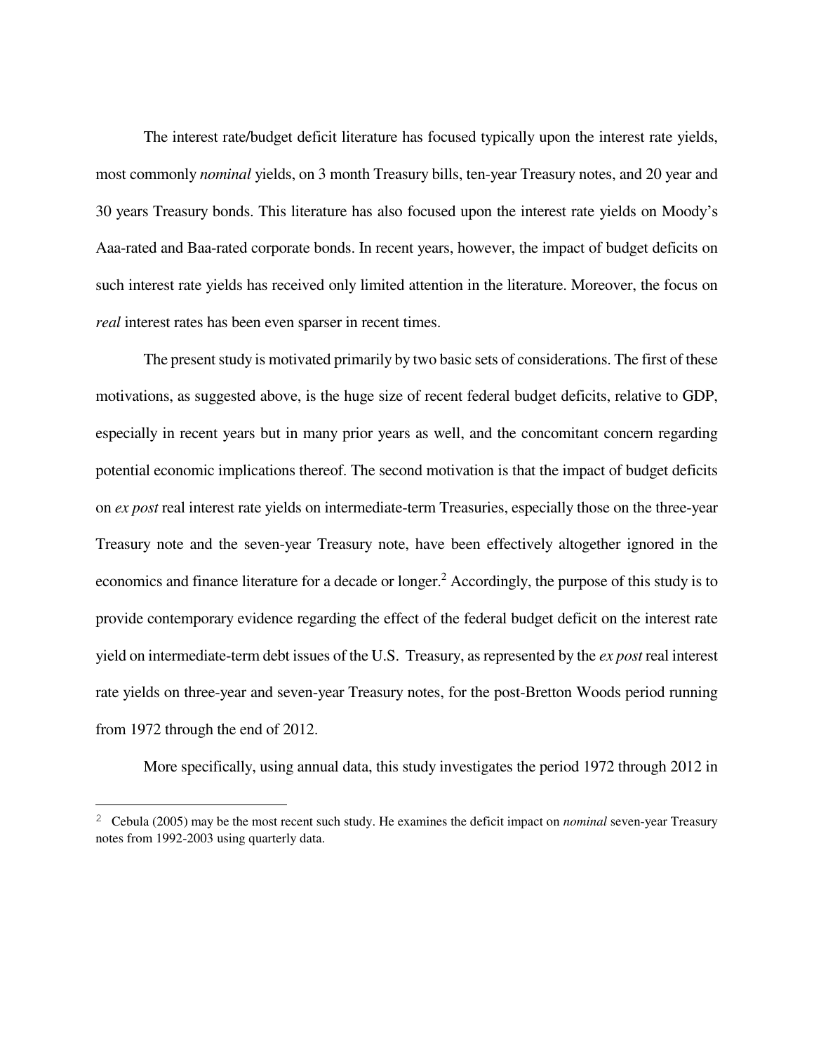The interest rate/budget deficit literature has focused typically upon the interest rate yields, most commonly *nominal* yields, on 3 month Treasury bills, ten-year Treasury notes, and 20 year and 30 years Treasury bonds. This literature has also focused upon the interest rate yields on Moody's Aaa-rated and Baa-rated corporate bonds. In recent years, however, the impact of budget deficits on such interest rate yields has received only limited attention in the literature. Moreover, the focus on *real* interest rates has been even sparser in recent times.

The present study is motivated primarily by two basic sets of considerations. The first of these motivations, as suggested above, is the huge size of recent federal budget deficits, relative to GDP, especially in recent years but in many prior years as well, and the concomitant concern regarding potential economic implications thereof. The second motivation is that the impact of budget deficits on *ex post* real interest rate yields on intermediate-term Treasuries, especially those on the three-year Treasury note and the seven-year Treasury note, have been effectively altogether ignored in the economics and finance literature for a decade or longer.[2] Accordingly, the purpose of this study is to provide contemporary evidence regarding the effect of the federal budget deficit on the interest rate yield on intermediate-term debt issues of the U.S. Treasury, as represented by the *ex post* real interest rate yields on three-year and seven-year Treasury notes, for the post-Bretton Woods period running from 1972 through the end of 2012.

More specifically, using annual data, this study investigates the period 1972 through 2012 in

---

[2] Cebula (2005) may be the most recent such study. He examines the deficit impact on *nominal* seven-year Treasury notes from 1992-2003 using quarterly data.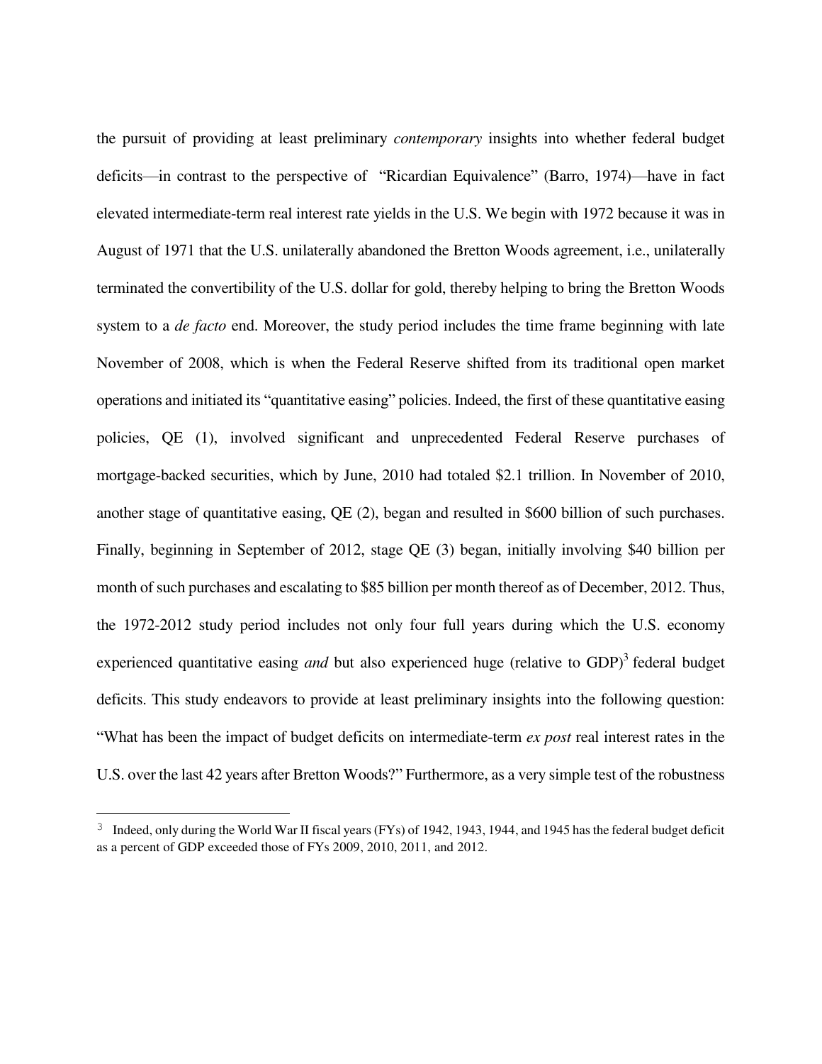the pursuit of providing at least preliminary *contemporary* insights into whether federal budget deficits—in contrast to the perspective of "Ricardian Equivalence" (Barro, 1974)—have in fact elevated intermediate-term real interest rate yields in the U.S. We begin with 1972 because it was in August of 1971 that the U.S. unilaterally abandoned the Bretton Woods agreement, i.e., unilaterally terminated the convertibility of the U.S. dollar for gold, thereby helping to bring the Bretton Woods system to a *de facto* end. Moreover, the study period includes the time frame beginning with late November of 2008, which is when the Federal Reserve shifted from its traditional open market operations and initiated its "quantitative easing" policies. Indeed, the first of these quantitative easing policies, QE (1), involved significant and unprecedented Federal Reserve purchases of mortgage-backed securities, which by June, 2010 had totaled $2.1 trillion. In November of 2010, another stage of quantitative easing, QE (2), began and resulted in $600 billion of such purchases. Finally, beginning in September of 2012, stage QE (3) began, initially involving $40 billion per month of such purchases and escalating to $85 billion per month thereof as of December, 2012. Thus, the 1972-2012 study period includes not only four full years during which the U.S. economy experienced quantitative easing *and* but also experienced huge (relative to GDP)[3] federal budget deficits. This study endeavors to provide at least preliminary insights into the following question: "What has been the impact of budget deficits on intermediate-term *ex post* real interest rates in the U.S. over the last 42 years after Bretton Woods?" Furthermore, as a very simple test of the robustness

[3] Indeed, only during the World War II fiscal years (FYs) of 1942, 1943, 1944, and 1945 has the federal budget deficit as a percent of GDP exceeded those of FYs 2009, 2010, 2011, and 2012.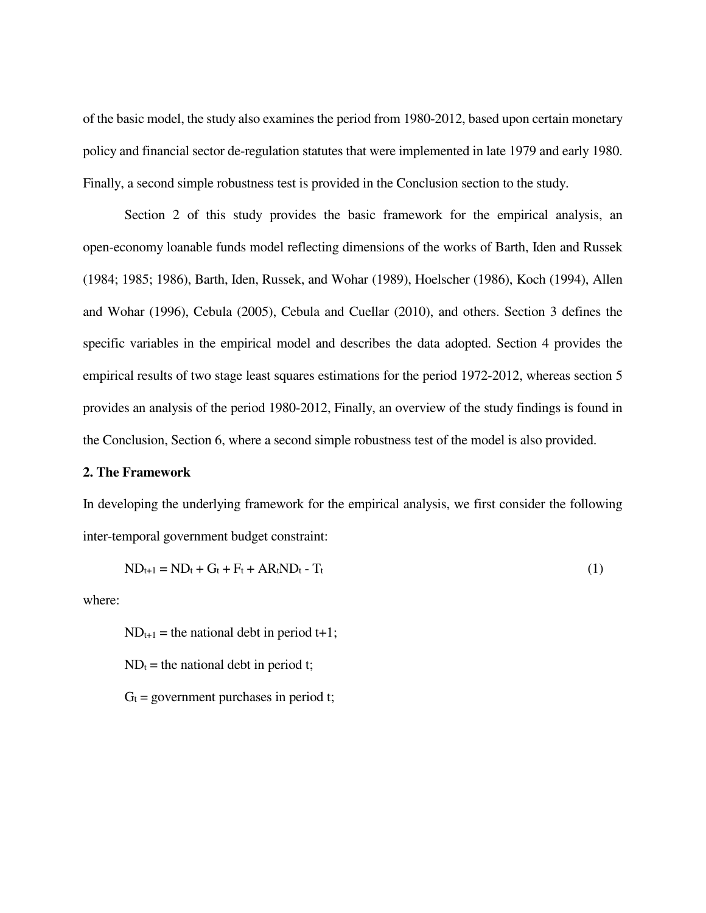of the basic model, the study also examines the period from 1980-2012, based upon certain monetary policy and financial sector de-regulation statutes that were implemented in late 1979 and early 1980. Finally, a second simple robustness test is provided in the Conclusion section to the study.

Section 2 of this study provides the basic framework for the empirical analysis, an open-economy loanable funds model reflecting dimensions of the works of Barth, Iden and Russek (1984; 1985; 1986), Barth, Iden, Russek, and Wohar (1989), Hoelscher (1986), Koch (1994), Allen and Wohar (1996), Cebula (2005), Cebula and Cuellar (2010), and others. Section 3 defines the specific variables in the empirical model and describes the data adopted. Section 4 provides the empirical results of two stage least squares estimations for the period 1972-2012, whereas section 5 provides an analysis of the period 1980-2012, Finally, an overview of the study findings is found in the Conclusion, Section 6, where a second simple robustness test of the model is also provided.

## 2. The Framework

In developing the underlying framework for the empirical analysis, we first consider the following inter-temporal government budget constraint:

$$ND_{t+1} = ND_t + G_t + F_t + AR_tND_t - T_t \tag{1}$$

where:

$ND_{t+1}$ = the national debt in period t+1;

$ND_t$ = the national debt in period t;

$G_t$ = government purchases in period t;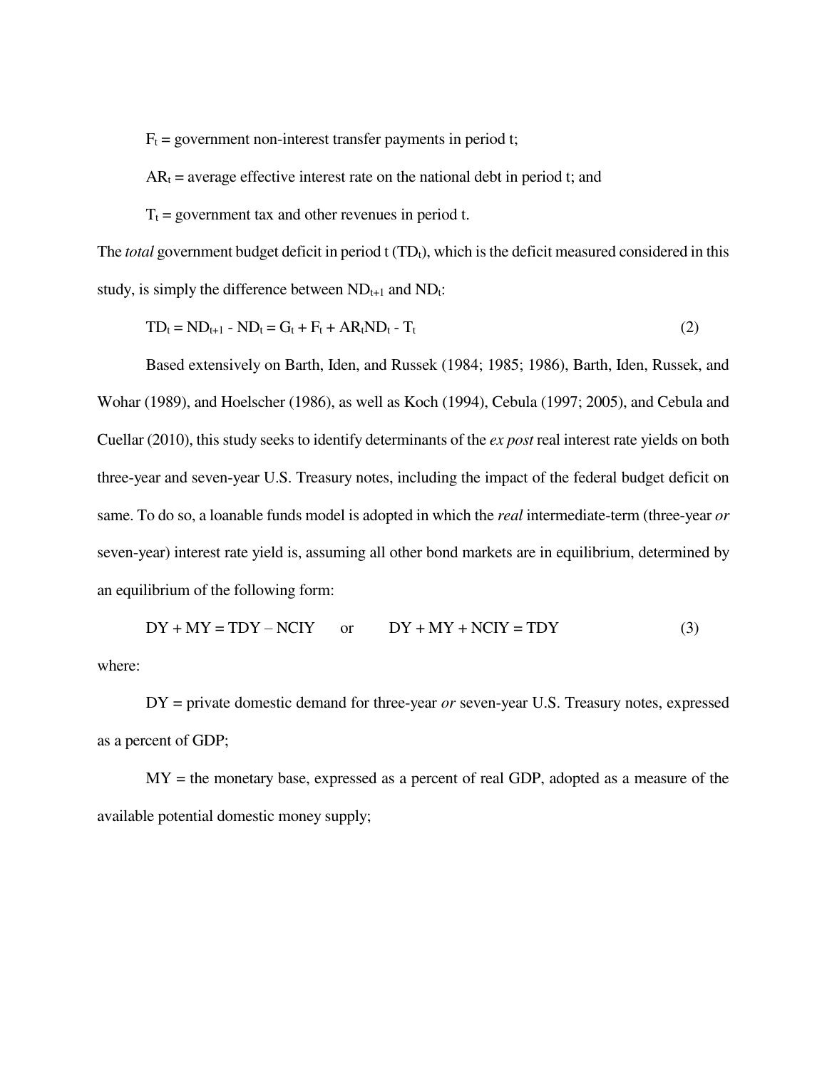$F_t$ = government non-interest transfer payments in period t;

$AR_t$ = average effective interest rate on the national debt in period t; and

$T_t$ = government tax and other revenues in period t.

The *total* government budget deficit in period t ($TD_t$), which is the deficit measured considered in this study, is simply the difference between $ND_{t+1}$ and $ND_t$:

$$TD_t = ND_{t+1} - ND_t = G_t + F_t + AR_tND_t - T_t \tag{2}$$

Based extensively on Barth, Iden, and Russek (1984; 1985; 1986), Barth, Iden, Russek, and Wohar (1989), and Hoelscher (1986), as well as Koch (1994), Cebula (1997; 2005), and Cebula and Cuellar (2010), this study seeks to identify determinants of the *ex post* real interest rate yields on both three-year and seven-year U.S. Treasury notes, including the impact of the federal budget deficit on same. To do so, a loanable funds model is adopted in which the *real* intermediate-term (three-year *or* seven-year) interest rate yield is, assuming all other bond markets are in equilibrium, determined by an equilibrium of the following form:

$$DY + MY = TDY - NCIY \qquad \text{or} \qquad DY + MY + NCIY = TDY \tag{3}$$

where:

DY = private domestic demand for three-year *or* seven-year U.S. Treasury notes, expressed as a percent of GDP;

MY = the monetary base, expressed as a percent of real GDP, adopted as a measure of the available potential domestic money supply;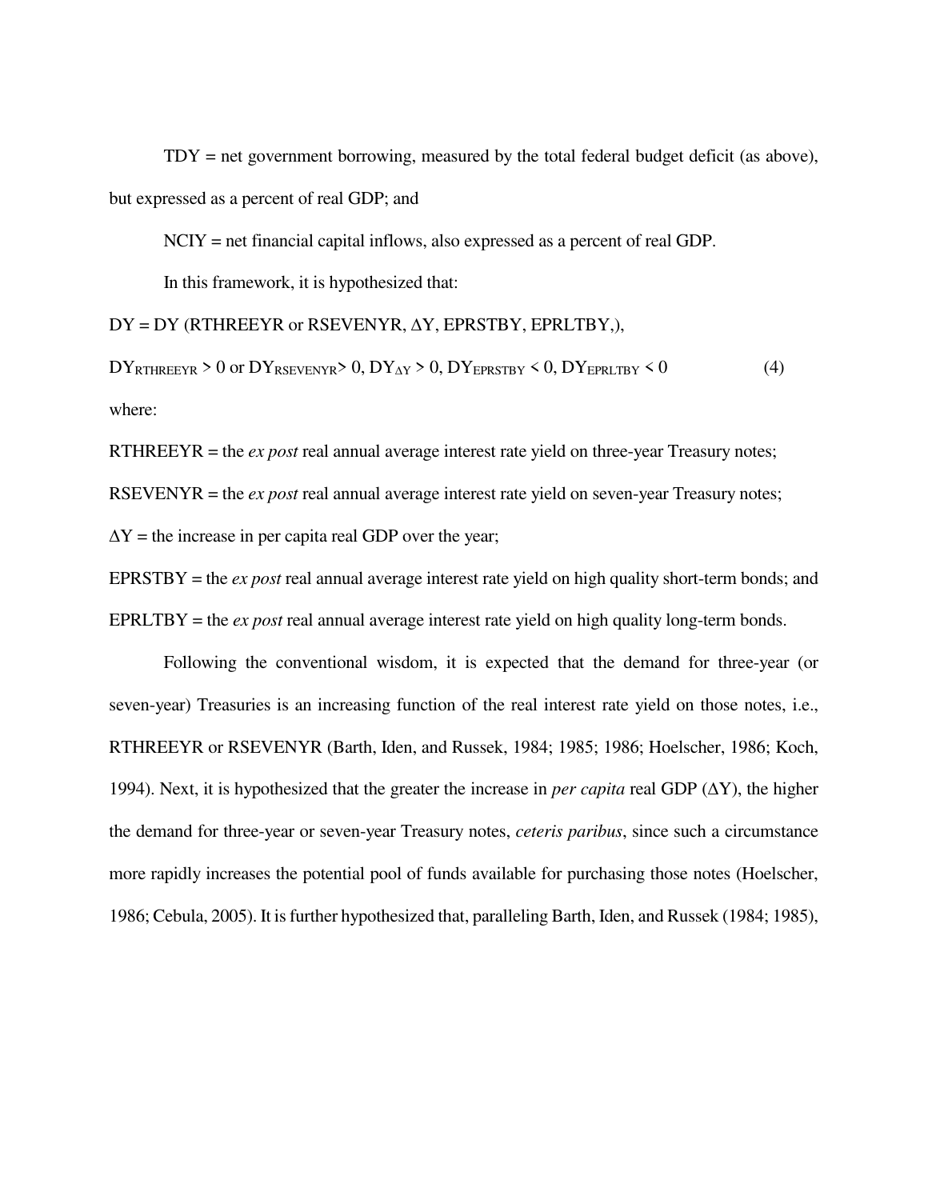TDY = net government borrowing, measured by the total federal budget deficit (as above), but expressed as a percent of real GDP; and

NCIY = net financial capital inflows, also expressed as a percent of real GDP.

In this framework, it is hypothesized that:

$$DY = DY\,(RTHREEYR \text{ or } RSEVENYR, \Delta Y, EPRSTBY, EPRLTBY,),$$

$$DY_{RTHREEYR} > 0 \text{ or } DY_{RSEVENYR} > 0,\ DY_{\Delta Y} > 0,\ DY_{EPRSTBY} < 0,\ DY_{EPRLTBY} < 0 \qquad (4)$$

where:

RTHREEYR = the *ex post* real annual average interest rate yield on three-year Treasury notes;

RSEVENYR = the *ex post* real annual average interest rate yield on seven-year Treasury notes;

$\Delta Y$ = the increase in per capita real GDP over the year;

EPRSTBY = the *ex post* real annual average interest rate yield on high quality short-term bonds; and

EPRLTBY = the *ex post* real annual average interest rate yield on high quality long-term bonds.

Following the conventional wisdom, it is expected that the demand for three-year (or seven-year) Treasuries is an increasing function of the real interest rate yield on those notes, i.e., RTHREEYR or RSEVENYR (Barth, Iden, and Russek, 1984; 1985; 1986; Hoelscher, 1986; Koch, 1994). Next, it is hypothesized that the greater the increase in *per capita* real GDP ($\Delta Y$), the higher the demand for three-year or seven-year Treasury notes, *ceteris paribus*, since such a circumstance more rapidly increases the potential pool of funds available for purchasing those notes (Hoelscher, 1986; Cebula, 2005). It is further hypothesized that, paralleling Barth, Iden, and Russek (1984; 1985),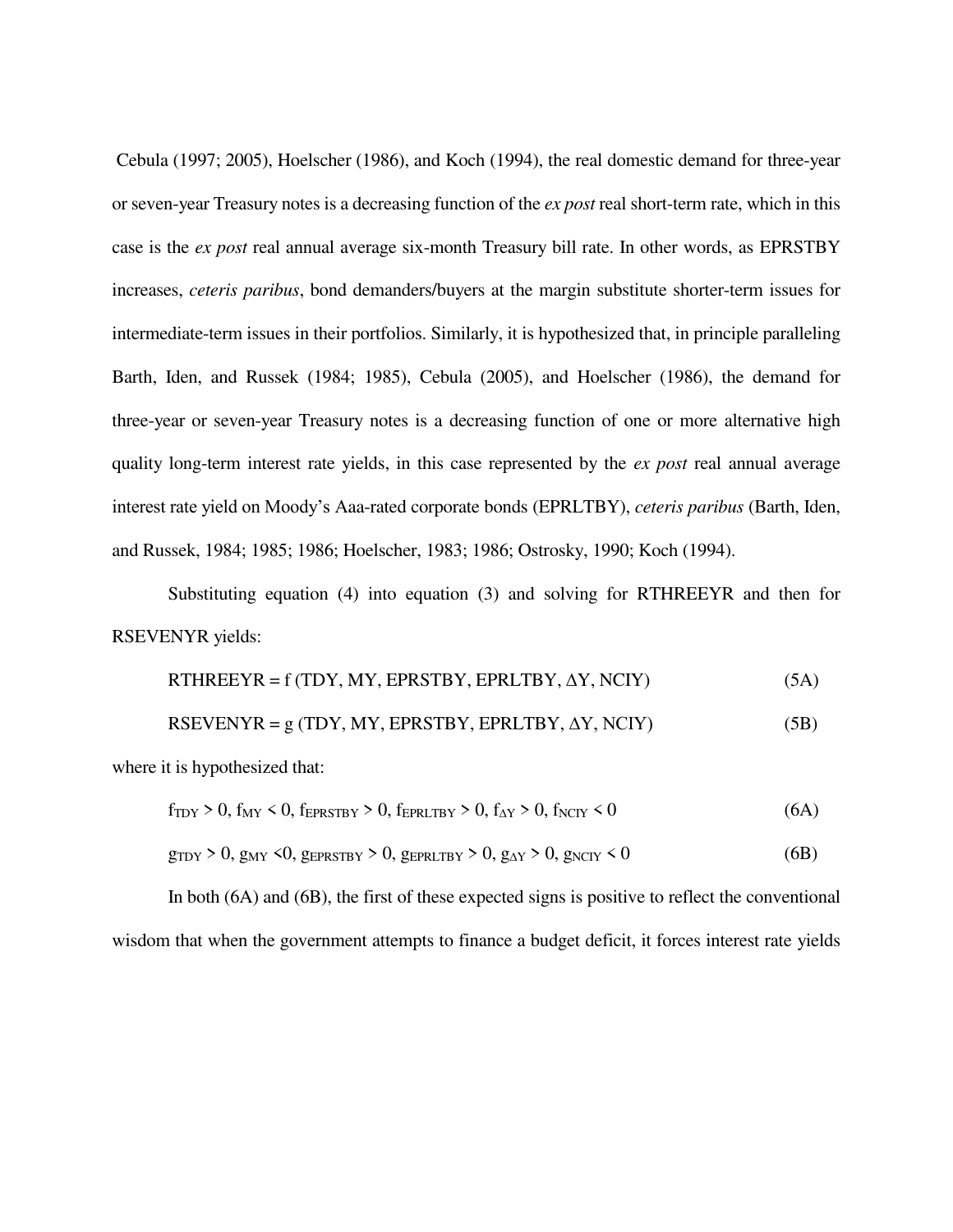Cebula (1997; 2005), Hoelscher (1986), and Koch (1994), the real domestic demand for three-year or seven-year Treasury notes is a decreasing function of the *ex post* real short-term rate, which in this case is the *ex post* real annual average six-month Treasury bill rate. In other words, as EPRSTBY increases, *ceteris paribus*, bond demanders/buyers at the margin substitute shorter-term issues for intermediate-term issues in their portfolios. Similarly, it is hypothesized that, in principle paralleling Barth, Iden, and Russek (1984; 1985), Cebula (2005), and Hoelscher (1986), the demand for three-year or seven-year Treasury notes is a decreasing function of one or more alternative high quality long-term interest rate yields, in this case represented by the *ex post* real annual average interest rate yield on Moody's Aaa-rated corporate bonds (EPRLTBY), *ceteris paribus* (Barth, Iden, and Russek, 1984; 1985; 1986; Hoelscher, 1983; 1986; Ostrosky, 1990; Koch (1994).

Substituting equation (4) into equation (3) and solving for RTHREEYR and then for RSEVENYR yields:

$$\text{RTHREEYR} = f\,(\text{TDY}, \text{MY}, \text{EPRSTBY}, \text{EPRLTBY}, \Delta\text{Y}, \text{NCIY}) \tag{5A}$$

$$\text{RSEVENYR} = g\,(\text{TDY}, \text{MY}, \text{EPRSTBY}, \text{EPRLTBY}, \Delta\text{Y}, \text{NCIY}) \tag{5B}$$

where it is hypothesized that:

$$f_{\text{TDY}} > 0,\ f_{\text{MY}} < 0,\ f_{\text{EPRSTBY}} > 0,\ f_{\text{EPRLTBY}} > 0,\ f_{\Delta\text{Y}} > 0,\ f_{\text{NCIY}} < 0 \tag{6A}$$

$$g_{\text{TDY}} > 0,\ g_{\text{MY}} < 0,\ g_{\text{EPRSTBY}} > 0,\ g_{\text{EPRLTBY}} > 0,\ g_{\Delta\text{Y}} > 0,\ g_{\text{NCIY}} < 0 \tag{6B}$$

In both (6A) and (6B), the first of these expected signs is positive to reflect the conventional wisdom that when the government attempts to finance a budget deficit, it forces interest rate yields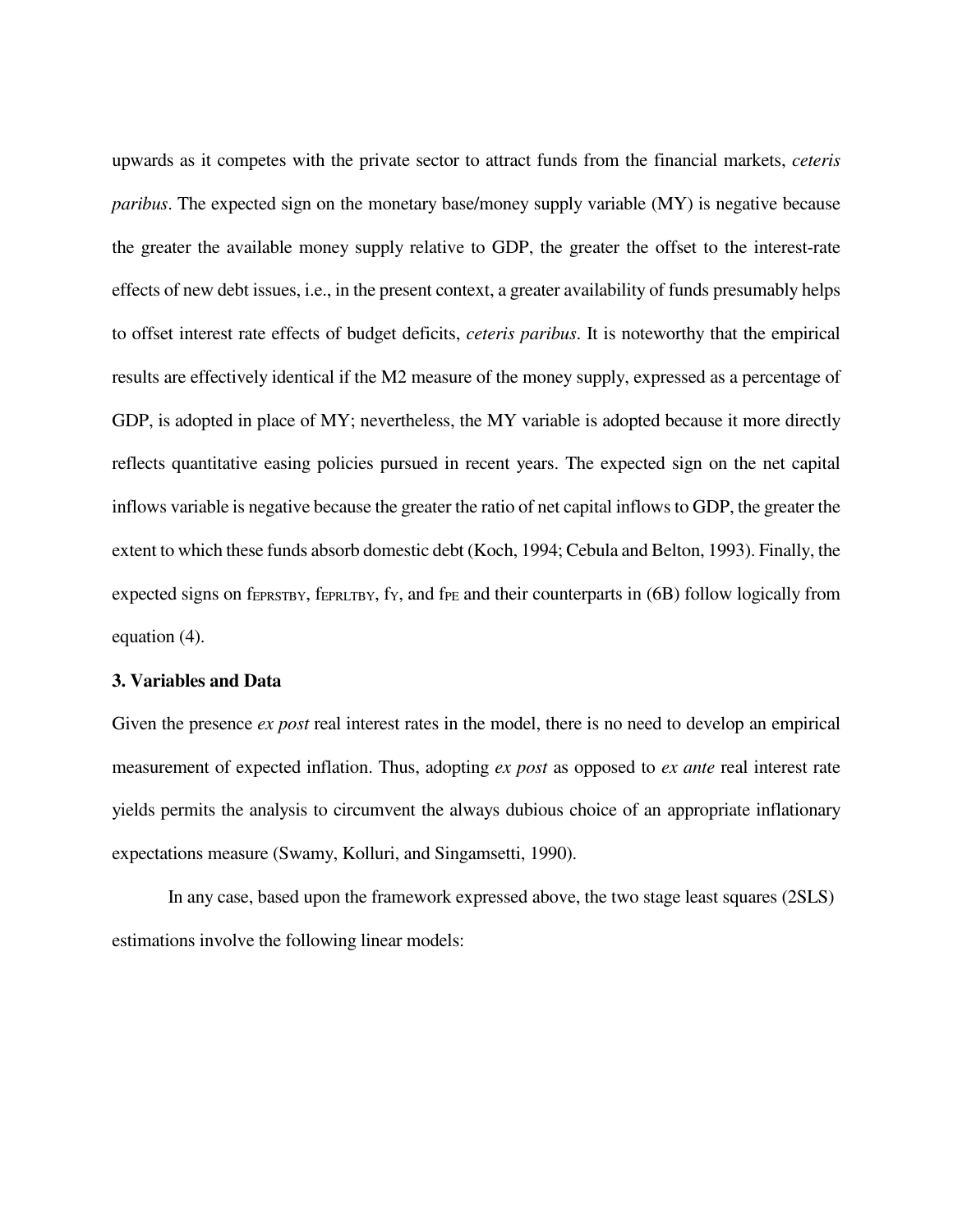upwards as it competes with the private sector to attract funds from the financial markets, *ceteris paribus*. The expected sign on the monetary base/money supply variable (MY) is negative because the greater the available money supply relative to GDP, the greater the offset to the interest-rate effects of new debt issues, i.e., in the present context, a greater availability of funds presumably helps to offset interest rate effects of budget deficits, *ceteris paribus*. It is noteworthy that the empirical results are effectively identical if the M2 measure of the money supply, expressed as a percentage of GDP, is adopted in place of MY; nevertheless, the MY variable is adopted because it more directly reflects quantitative easing policies pursued in recent years. The expected sign on the net capital inflows variable is negative because the greater the ratio of net capital inflows to GDP, the greater the extent to which these funds absorb domestic debt (Koch, 1994; Cebula and Belton, 1993). Finally, the expected signs on $f_{EPRSTBY}$, $f_{EPRLTBY}$, $f_{Y}$, and $f_{PE}$ and their counterparts in (6B) follow logically from equation (4).

### 3. Variables and Data

Given the presence *ex post* real interest rates in the model, there is no need to develop an empirical measurement of expected inflation. Thus, adopting *ex post* as opposed to *ex ante* real interest rate yields permits the analysis to circumvent the always dubious choice of an appropriate inflationary expectations measure (Swamy, Kolluri, and Singamsetti, 1990).

In any case, based upon the framework expressed above, the two stage least squares (2SLS) estimations involve the following linear models: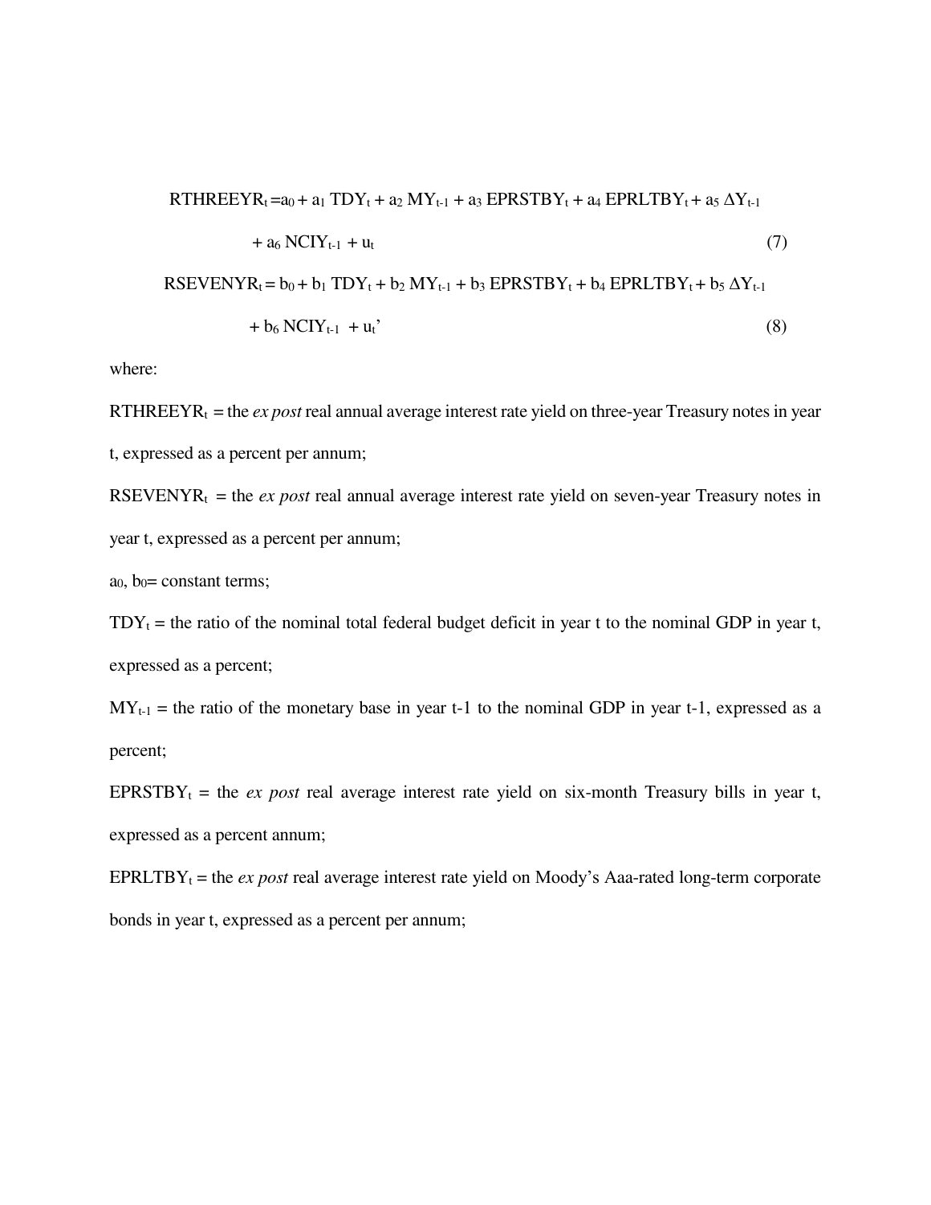$$RTHREEYR_t = a_0 + a_1\, TDY_t + a_2\, MY_{t-1} + a_3\, EPRSTBY_t + a_4\, EPRLTBY_t + a_5\, \Delta Y_{t-1} + a_6\, NCIY_{t-1} + u_t \quad (7)$$

$$RSEVENYR_t = b_0 + b_1\, TDY_t + b_2\, MY_{t-1} + b_3\, EPRSTBY_t + b_4\, EPRLTBY_t + b_5\, \Delta Y_{t-1} + b_6\, NCIY_{t-1} + u_t' \quad (8)$$

where:

$RTHREEYR_t$ = the *ex post* real annual average interest rate yield on three-year Treasury notes in year t, expressed as a percent per annum;

$RSEVENYR_t$ = the *ex post* real annual average interest rate yield on seven-year Treasury notes in year t, expressed as a percent per annum;

$a_0$, $b_0$= constant terms;

$TDY_t$ = the ratio of the nominal total federal budget deficit in year t to the nominal GDP in year t, expressed as a percent;

$MY_{t-1}$ = the ratio of the monetary base in year t-1 to the nominal GDP in year t-1, expressed as a percent;

$EPRSTBY_t$ = the *ex post* real average interest rate yield on six-month Treasury bills in year t, expressed as a percent annum;

$EPRLTBY_t$ = the *ex post* real average interest rate yield on Moody's Aaa-rated long-term corporate bonds in year t, expressed as a percent per annum;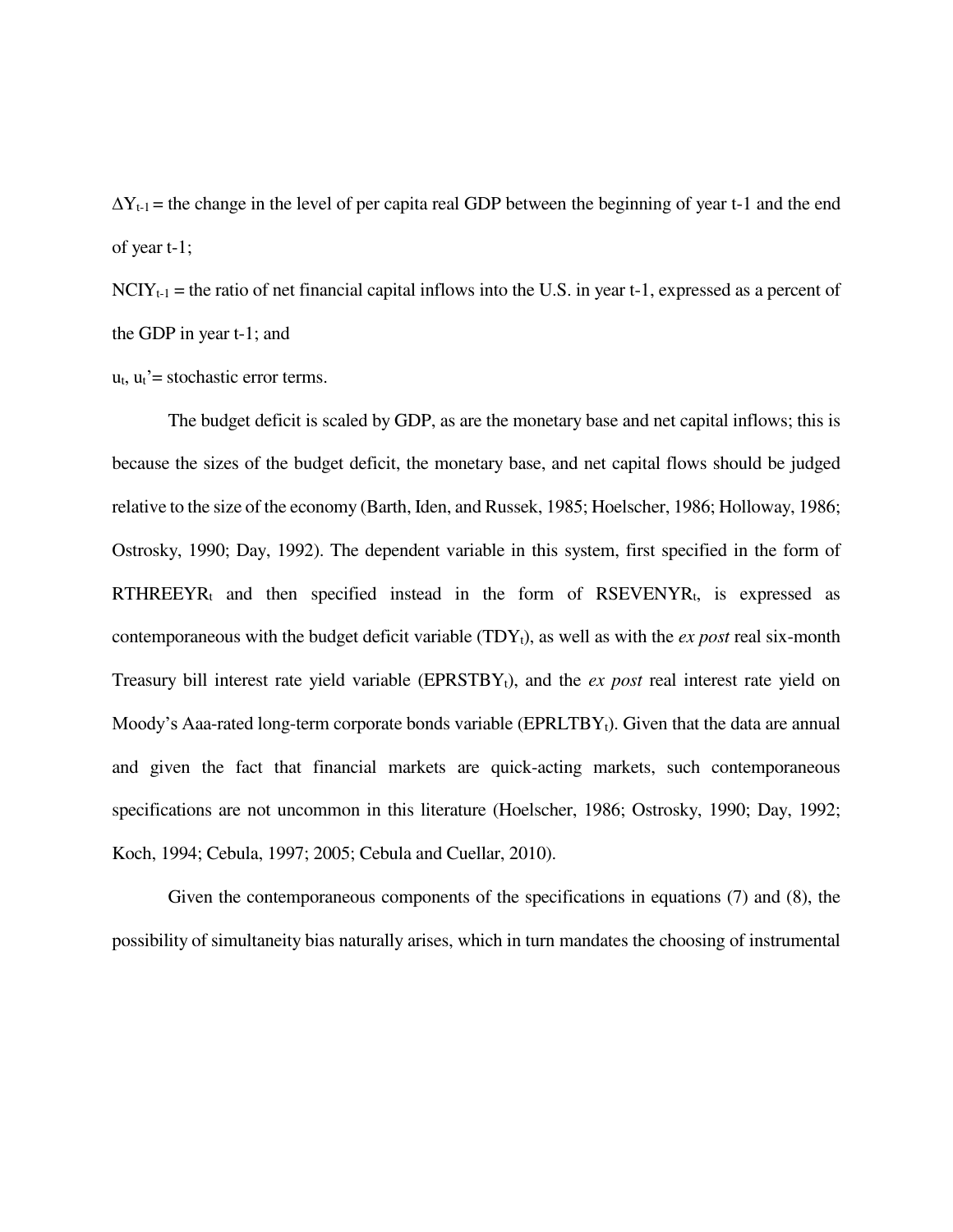$\Delta Y_{t-1}$ = the change in the level of per capita real GDP between the beginning of year t-1 and the end of year t-1;

$NCIY_{t-1}$ = the ratio of net financial capital inflows into the U.S. in year t-1, expressed as a percent of the GDP in year t-1; and

$u_t$, $u_t$'= stochastic error terms.

The budget deficit is scaled by GDP, as are the monetary base and net capital inflows; this is because the sizes of the budget deficit, the monetary base, and net capital flows should be judged relative to the size of the economy (Barth, Iden, and Russek, 1985; Hoelscher, 1986; Holloway, 1986; Ostrosky, 1990; Day, 1992). The dependent variable in this system, first specified in the form of $RTHREEYR_t$ and then specified instead in the form of $RSEVENYR_t$, is expressed as contemporaneous with the budget deficit variable ($TDY_t$), as well as with the *ex post* real six-month Treasury bill interest rate yield variable ($EPRSTBY_t$), and the *ex post* real interest rate yield on Moody's Aaa-rated long-term corporate bonds variable ($EPRLTBY_t$). Given that the data are annual and given the fact that financial markets are quick-acting markets, such contemporaneous specifications are not uncommon in this literature (Hoelscher, 1986; Ostrosky, 1990; Day, 1992; Koch, 1994; Cebula, 1997; 2005; Cebula and Cuellar, 2010).

Given the contemporaneous components of the specifications in equations (7) and (8), the possibility of simultaneity bias naturally arises, which in turn mandates the choosing of instrumental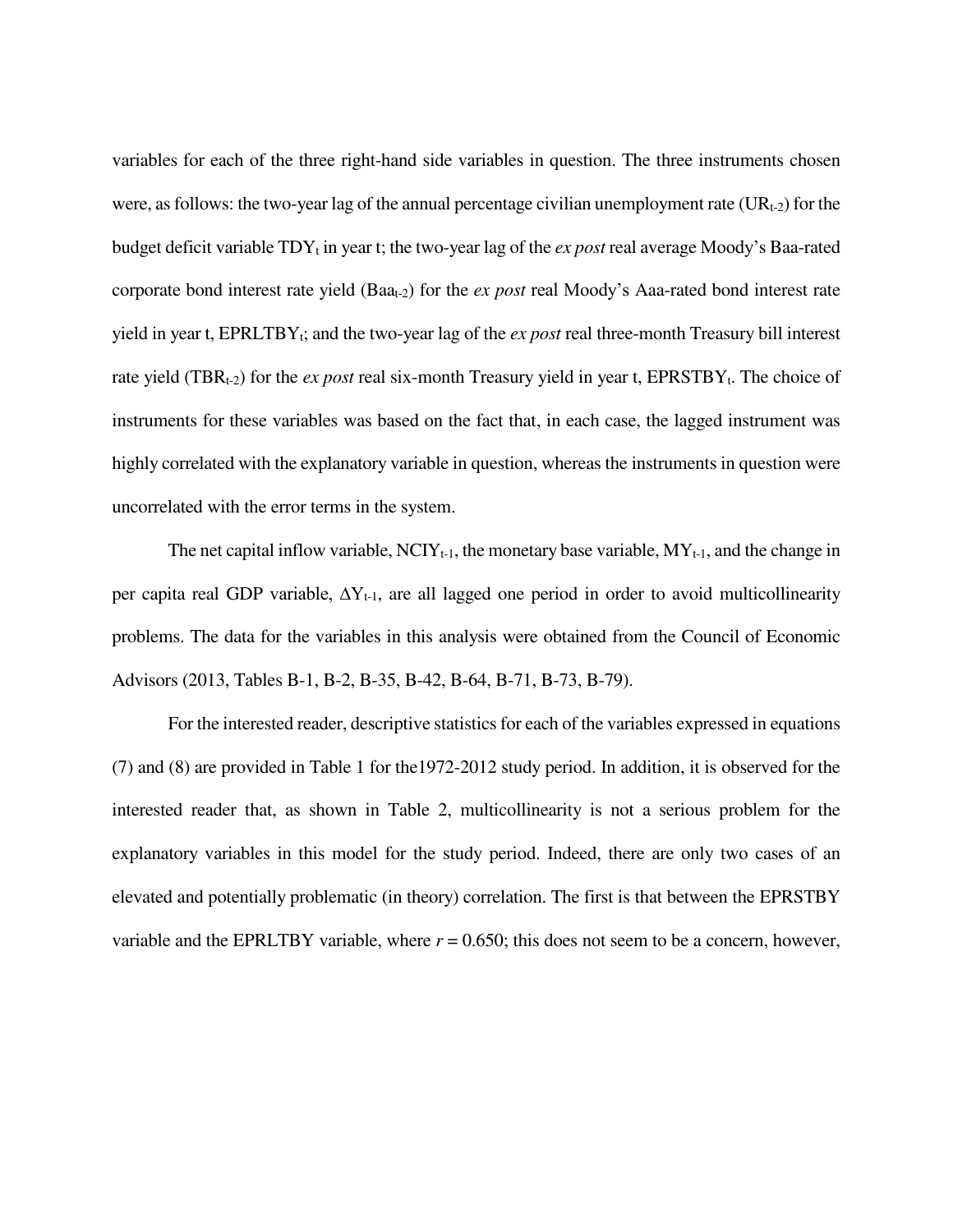variables for each of the three right-hand side variables in question. The three instruments chosen were, as follows: the two-year lag of the annual percentage civilian unemployment rate ($UR_{t-2}$) for the budget deficit variable $TDY_t$ in year t; the two-year lag of the *ex post* real average Moody's Baa-rated corporate bond interest rate yield ($Baa_{t-2}$) for the *ex post* real Moody's Aaa-rated bond interest rate yield in year t, $EPRLTBY_t$; and the two-year lag of the *ex post* real three-month Treasury bill interest rate yield ($TBR_{t-2}$) for the *ex post* real six-month Treasury yield in year t, $EPRSTBY_t$. The choice of instruments for these variables was based on the fact that, in each case, the lagged instrument was highly correlated with the explanatory variable in question, whereas the instruments in question were uncorrelated with the error terms in the system.

The net capital inflow variable, $NCIY_{t-1}$, the monetary base variable, $MY_{t-1}$, and the change in per capita real GDP variable, $\Delta Y_{t-1}$, are all lagged one period in order to avoid multicollinearity problems. The data for the variables in this analysis were obtained from the Council of Economic Advisors (2013, Tables B-1, B-2, B-35, B-42, B-64, B-71, B-73, B-79).

For the interested reader, descriptive statistics for each of the variables expressed in equations (7) and (8) are provided in Table 1 for the1972-2012 study period. In addition, it is observed for the interested reader that, as shown in Table 2, multicollinearity is not a serious problem for the explanatory variables in this model for the study period. Indeed, there are only two cases of an elevated and potentially problematic (in theory) correlation. The first is that between the EPRSTBY variable and the EPRLTBY variable, where $r = 0.650$; this does not seem to be a concern, however,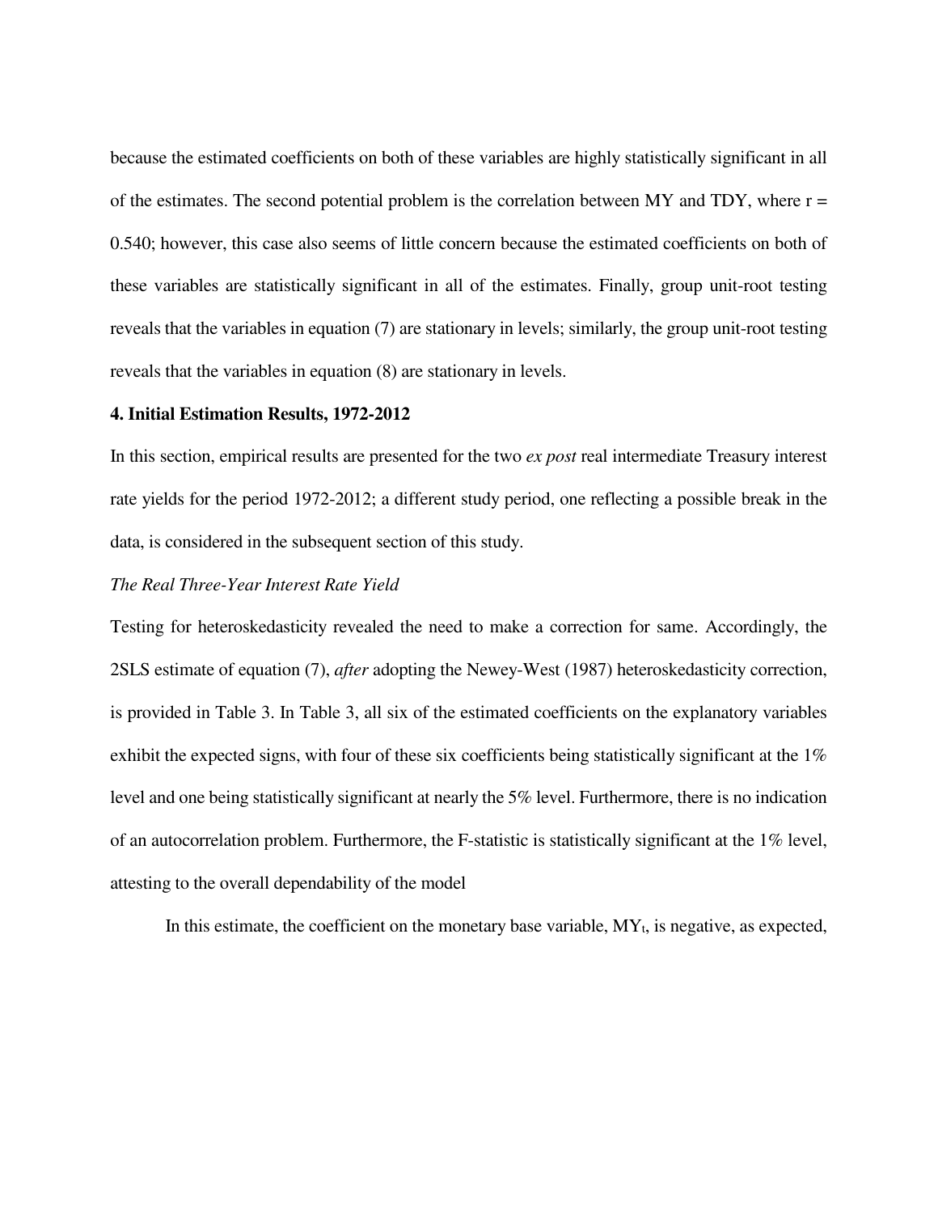because the estimated coefficients on both of these variables are highly statistically significant in all of the estimates. The second potential problem is the correlation between MY and TDY, where r = 0.540; however, this case also seems of little concern because the estimated coefficients on both of these variables are statistically significant in all of the estimates. Finally, group unit-root testing reveals that the variables in equation (7) are stationary in levels; similarly, the group unit-root testing reveals that the variables in equation (8) are stationary in levels.

## 4. Initial Estimation Results, 1972-2012

In this section, empirical results are presented for the two *ex post* real intermediate Treasury interest rate yields for the period 1972-2012; a different study period, one reflecting a possible break in the data, is considered in the subsequent section of this study.

*The Real Three-Year Interest Rate Yield*

Testing for heteroskedasticity revealed the need to make a correction for same. Accordingly, the 2SLS estimate of equation (7), *after* adopting the Newey-West (1987) heteroskedasticity correction, is provided in Table 3. In Table 3, all six of the estimated coefficients on the explanatory variables exhibit the expected signs, with four of these six coefficients being statistically significant at the 1% level and one being statistically significant at nearly the 5% level. Furthermore, there is no indication of an autocorrelation problem. Furthermore, the F-statistic is statistically significant at the 1% level, attesting to the overall dependability of the model

In this estimate, the coefficient on the monetary base variable, $MY_t$, is negative, as expected,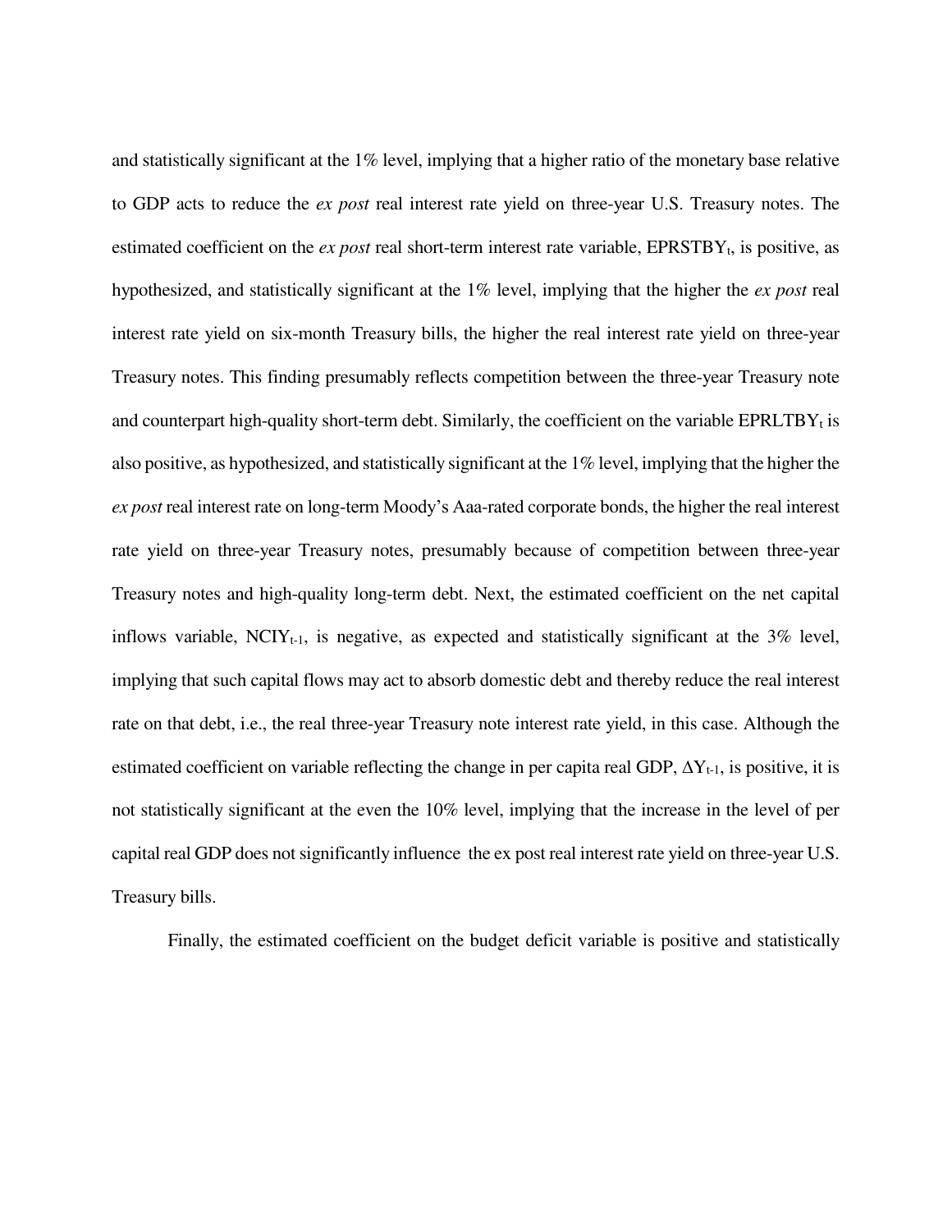and statistically significant at the 1% level, implying that a higher ratio of the monetary base relative to GDP acts to reduce the *ex post* real interest rate yield on three-year U.S. Treasury notes. The estimated coefficient on the *ex post* real short-term interest rate variable, $EPRSTBY_t$, is positive, as hypothesized, and statistically significant at the 1% level, implying that the higher the *ex post* real interest rate yield on six-month Treasury bills, the higher the real interest rate yield on three-year Treasury notes. This finding presumably reflects competition between the three-year Treasury note and counterpart high-quality short-term debt. Similarly, the coefficient on the variable $EPRLTBY_t$ is also positive, as hypothesized, and statistically significant at the 1% level, implying that the higher the *ex post* real interest rate on long-term Moody's Aaa-rated corporate bonds, the higher the real interest rate yield on three-year Treasury notes, presumably because of competition between three-year Treasury notes and high-quality long-term debt. Next, the estimated coefficient on the net capital inflows variable, $NCIY_{t-1}$, is negative, as expected and statistically significant at the 3% level, implying that such capital flows may act to absorb domestic debt and thereby reduce the real interest rate on that debt, i.e., the real three-year Treasury note interest rate yield, in this case. Although the estimated coefficient on variable reflecting the change in per capita real GDP, $\Delta Y_{t-1}$, is positive, it is not statistically significant at the even the 10% level, implying that the increase in the level of per capital real GDP does not significantly influence the ex post real interest rate yield on three-year U.S. Treasury bills.

Finally, the estimated coefficient on the budget deficit variable is positive and statistically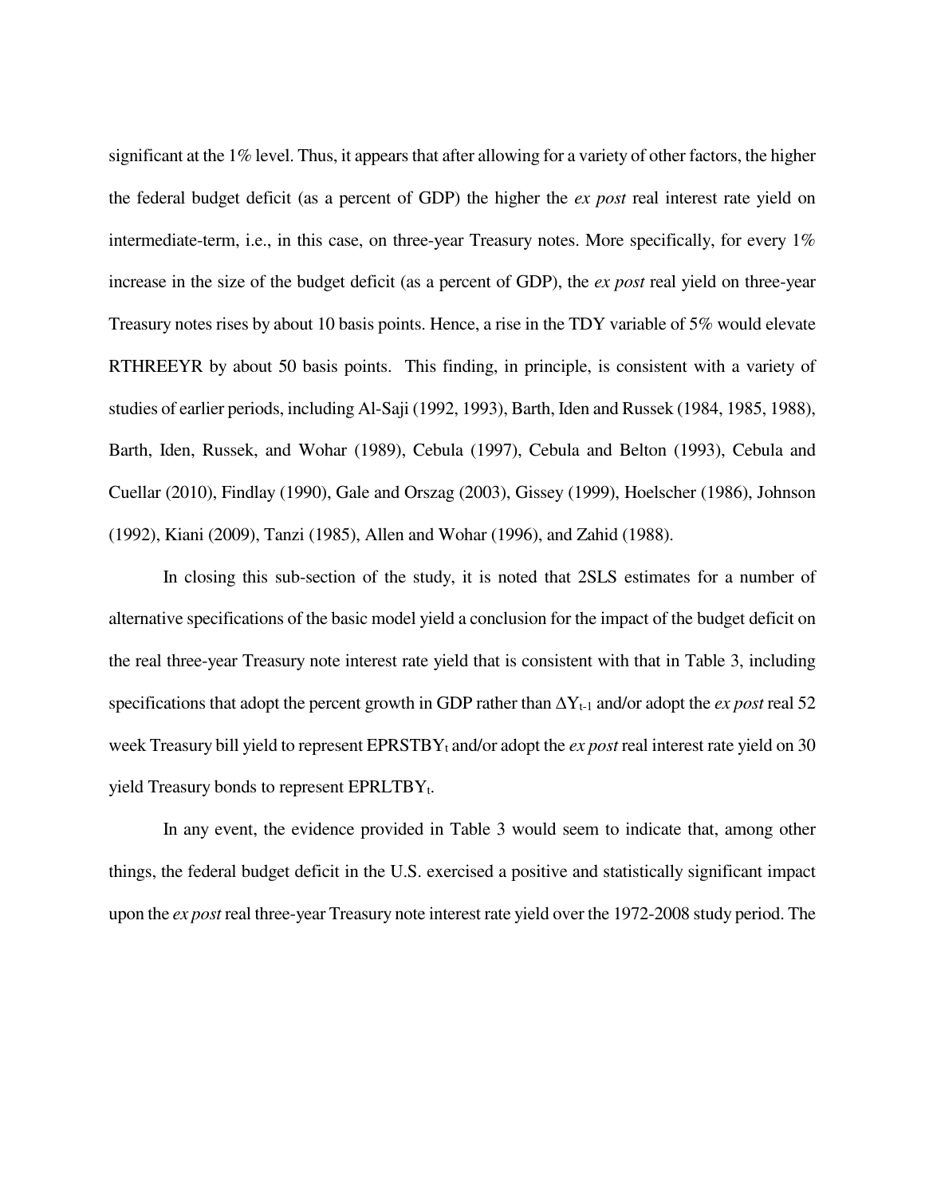significant at the 1% level. Thus, it appears that after allowing for a variety of other factors, the higher the federal budget deficit (as a percent of GDP) the higher the *ex post* real interest rate yield on intermediate-term, i.e., in this case, on three-year Treasury notes. More specifically, for every 1% increase in the size of the budget deficit (as a percent of GDP), the *ex post* real yield on three-year Treasury notes rises by about 10 basis points. Hence, a rise in the TDY variable of 5% would elevate RTHREEYR by about 50 basis points. This finding, in principle, is consistent with a variety of studies of earlier periods, including Al-Saji (1992, 1993), Barth, Iden and Russek (1984, 1985, 1988), Barth, Iden, Russek, and Wohar (1989), Cebula (1997), Cebula and Belton (1993), Cebula and Cuellar (2010), Findlay (1990), Gale and Orszag (2003), Gissey (1999), Hoelscher (1986), Johnson (1992), Kiani (2009), Tanzi (1985), Allen and Wohar (1996), and Zahid (1988).

In closing this sub-section of the study, it is noted that 2SLS estimates for a number of alternative specifications of the basic model yield a conclusion for the impact of the budget deficit on the real three-year Treasury note interest rate yield that is consistent with that in Table 3, including specifications that adopt the percent growth in GDP rather than $\Delta Y_{t-1}$ and/or adopt the *ex post* real 52 week Treasury bill yield to represent $EPRSTBY_t$ and/or adopt the *ex post* real interest rate yield on 30 yield Treasury bonds to represent $EPRLTBY_t$.

In any event, the evidence provided in Table 3 would seem to indicate that, among other things, the federal budget deficit in the U.S. exercised a positive and statistically significant impact upon the *ex post* real three-year Treasury note interest rate yield over the 1972-2008 study period. The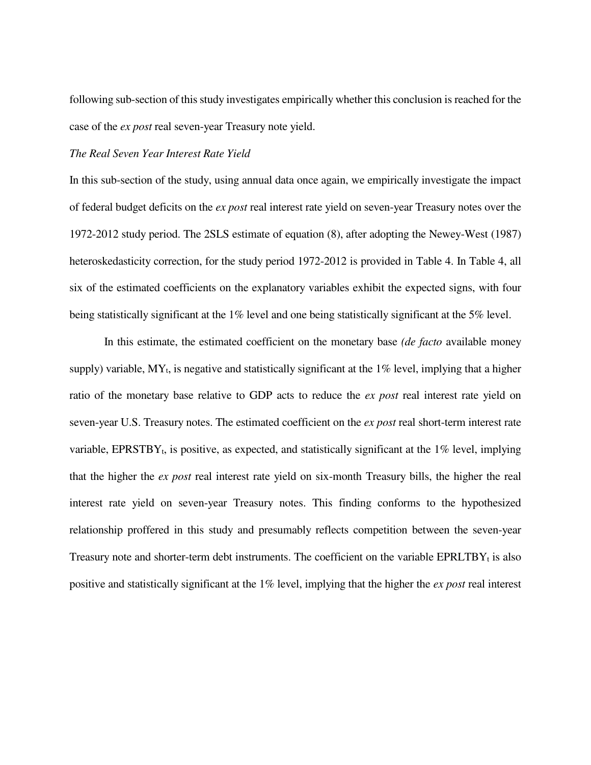following sub-section of this study investigates empirically whether this conclusion is reached for the case of the *ex post* real seven-year Treasury note yield.

*The Real Seven Year Interest Rate Yield*

In this sub-section of the study, using annual data once again, we empirically investigate the impact of federal budget deficits on the *ex post* real interest rate yield on seven-year Treasury notes over the 1972-2012 study period. The 2SLS estimate of equation (8), after adopting the Newey-West (1987) heteroskedasticity correction, for the study period 1972-2012 is provided in Table 4. In Table 4, all six of the estimated coefficients on the explanatory variables exhibit the expected signs, with four being statistically significant at the 1% level and one being statistically significant at the 5% level.

In this estimate, the estimated coefficient on the monetary base *(de facto* available money supply) variable, $MY_t$, is negative and statistically significant at the 1% level, implying that a higher ratio of the monetary base relative to GDP acts to reduce the *ex post* real interest rate yield on seven-year U.S. Treasury notes. The estimated coefficient on the *ex post* real short-term interest rate variable, $EPRSTBY_t$, is positive, as expected, and statistically significant at the 1% level, implying that the higher the *ex post* real interest rate yield on six-month Treasury bills, the higher the real interest rate yield on seven-year Treasury notes. This finding conforms to the hypothesized relationship proffered in this study and presumably reflects competition between the seven-year Treasury note and shorter-term debt instruments. The coefficient on the variable $EPRLTBY_t$ is also positive and statistically significant at the 1% level, implying that the higher the *ex post* real interest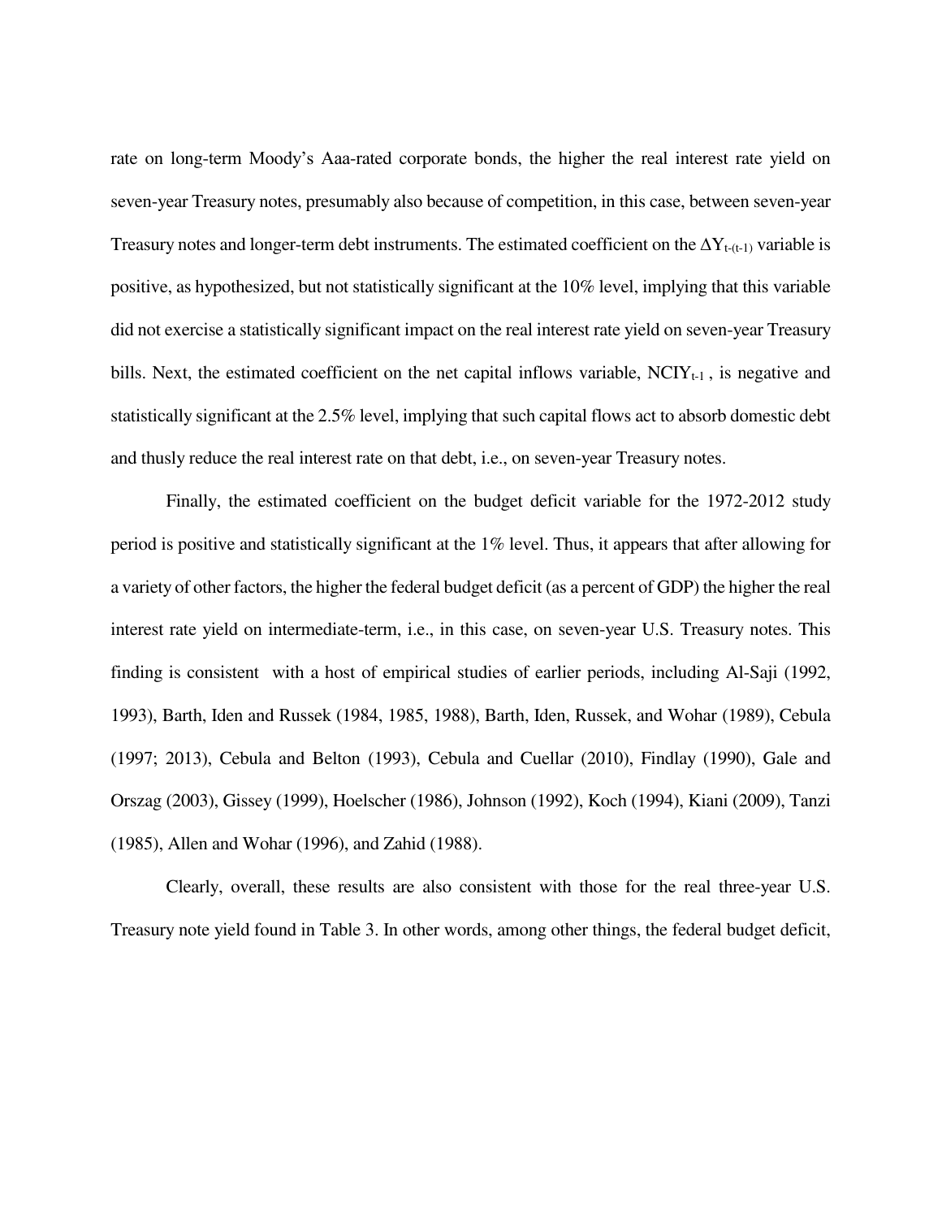rate on long-term Moody's Aaa-rated corporate bonds, the higher the real interest rate yield on seven-year Treasury notes, presumably also because of competition, in this case, between seven-year Treasury notes and longer-term debt instruments. The estimated coefficient on the $\Delta Y_{t-(t-1)}$ variable is positive, as hypothesized, but not statistically significant at the 10% level, implying that this variable did not exercise a statistically significant impact on the real interest rate yield on seven-year Treasury bills. Next, the estimated coefficient on the net capital inflows variable, $NCIY_{t-1}$, is negative and statistically significant at the 2.5% level, implying that such capital flows act to absorb domestic debt and thusly reduce the real interest rate on that debt, i.e., on seven-year Treasury notes.

Finally, the estimated coefficient on the budget deficit variable for the 1972-2012 study period is positive and statistically significant at the 1% level. Thus, it appears that after allowing for a variety of other factors, the higher the federal budget deficit (as a percent of GDP) the higher the real interest rate yield on intermediate-term, i.e., in this case, on seven-year U.S. Treasury notes. This finding is consistent with a host of empirical studies of earlier periods, including Al-Saji (1992, 1993), Barth, Iden and Russek (1984, 1985, 1988), Barth, Iden, Russek, and Wohar (1989), Cebula (1997; 2013), Cebula and Belton (1993), Cebula and Cuellar (2010), Findlay (1990), Gale and Orszag (2003), Gissey (1999), Hoelscher (1986), Johnson (1992), Koch (1994), Kiani (2009), Tanzi (1985), Allen and Wohar (1996), and Zahid (1988).

Clearly, overall, these results are also consistent with those for the real three-year U.S. Treasury note yield found in Table 3. In other words, among other things, the federal budget deficit,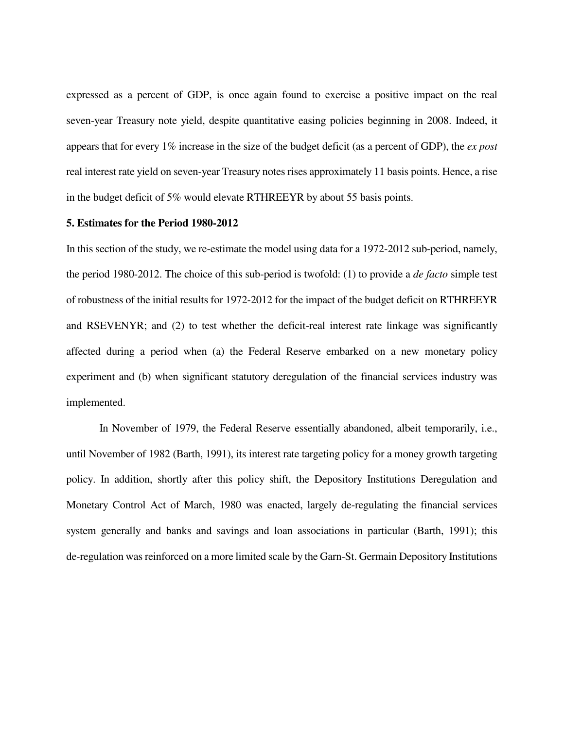expressed as a percent of GDP, is once again found to exercise a positive impact on the real seven-year Treasury note yield, despite quantitative easing policies beginning in 2008. Indeed, it appears that for every 1% increase in the size of the budget deficit (as a percent of GDP), the *ex post* real interest rate yield on seven-year Treasury notes rises approximately 11 basis points. Hence, a rise in the budget deficit of 5% would elevate RTHREEYR by about 55 basis points.

**5. Estimates for the Period 1980-2012**

In this section of the study, we re-estimate the model using data for a 1972-2012 sub-period, namely, the period 1980-2012. The choice of this sub-period is twofold: (1) to provide a *de facto* simple test of robustness of the initial results for 1972-2012 for the impact of the budget deficit on RTHREEYR and RSEVENYR; and (2) to test whether the deficit-real interest rate linkage was significantly affected during a period when (a) the Federal Reserve embarked on a new monetary policy experiment and (b) when significant statutory deregulation of the financial services industry was implemented.

In November of 1979, the Federal Reserve essentially abandoned, albeit temporarily, i.e., until November of 1982 (Barth, 1991), its interest rate targeting policy for a money growth targeting policy. In addition, shortly after this policy shift, the Depository Institutions Deregulation and Monetary Control Act of March, 1980 was enacted, largely de-regulating the financial services system generally and banks and savings and loan associations in particular (Barth, 1991); this de-regulation was reinforced on a more limited scale by the Garn-St. Germain Depository Institutions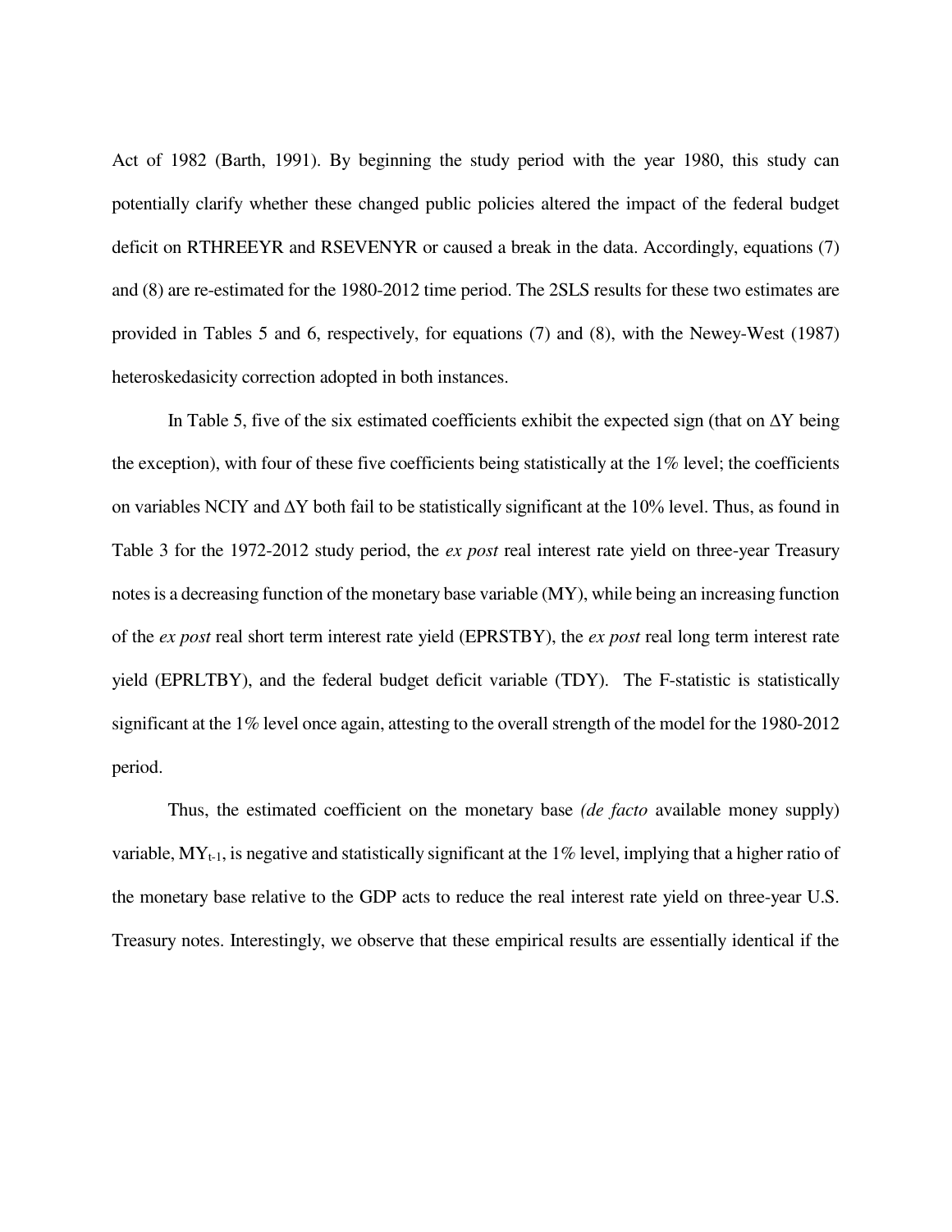Act of 1982 (Barth, 1991). By beginning the study period with the year 1980, this study can potentially clarify whether these changed public policies altered the impact of the federal budget deficit on RTHREEYR and RSEVENYR or caused a break in the data. Accordingly, equations (7) and (8) are re-estimated for the 1980-2012 time period. The 2SLS results for these two estimates are provided in Tables 5 and 6, respectively, for equations (7) and (8), with the Newey-West (1987) heteroskedasicity correction adopted in both instances.

In Table 5, five of the six estimated coefficients exhibit the expected sign (that on $\Delta$Y being the exception), with four of these five coefficients being statistically at the 1% level; the coefficients on variables NCIY and $\Delta$Y both fail to be statistically significant at the 10% level. Thus, as found in Table 3 for the 1972-2012 study period, the *ex post* real interest rate yield on three-year Treasury notes is a decreasing function of the monetary base variable (MY), while being an increasing function of the *ex post* real short term interest rate yield (EPRSTBY), the *ex post* real long term interest rate yield (EPRLTBY), and the federal budget deficit variable (TDY). The F-statistic is statistically significant at the 1% level once again, attesting to the overall strength of the model for the 1980-2012 period.

Thus, the estimated coefficient on the monetary base *(de facto* available money supply) variable, $MY_{t-1}$, is negative and statistically significant at the 1% level, implying that a higher ratio of the monetary base relative to the GDP acts to reduce the real interest rate yield on three-year U.S. Treasury notes. Interestingly, we observe that these empirical results are essentially identical if the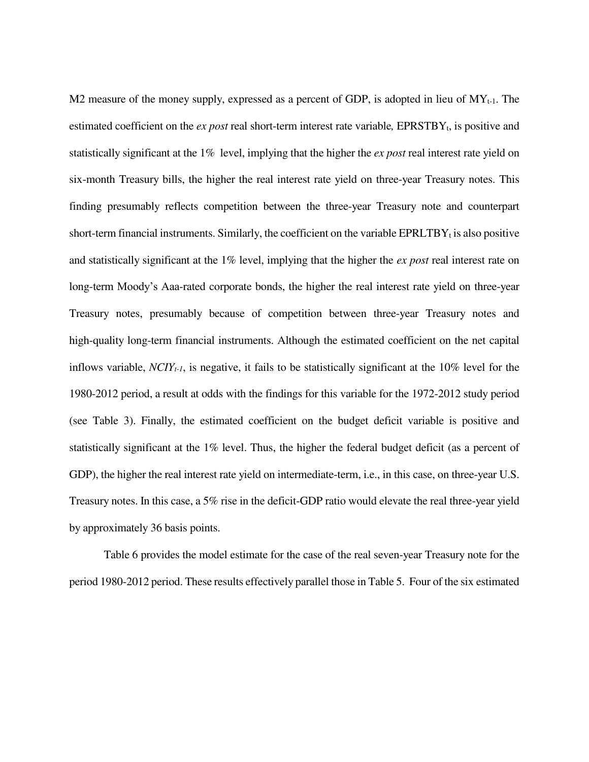M2 measure of the money supply, expressed as a percent of GDP, is adopted in lieu of $MY_{t-1}$. The estimated coefficient on the *ex post* real short-term interest rate variable, $EPRSTBY_t$, is positive and statistically significant at the 1% level, implying that the higher the *ex post* real interest rate yield on six-month Treasury bills, the higher the real interest rate yield on three-year Treasury notes. This finding presumably reflects competition between the three-year Treasury note and counterpart short-term financial instruments. Similarly, the coefficient on the variable $EPRLTBY_t$ is also positive and statistically significant at the 1% level, implying that the higher the *ex post* real interest rate on long-term Moody's Aaa-rated corporate bonds, the higher the real interest rate yield on three-year Treasury notes, presumably because of competition between three-year Treasury notes and high-quality long-term financial instruments. Although the estimated coefficient on the net capital inflows variable, $NCIY_{t-1}$, is negative, it fails to be statistically significant at the 10% level for the 1980-2012 period, a result at odds with the findings for this variable for the 1972-2012 study period (see Table 3). Finally, the estimated coefficient on the budget deficit variable is positive and statistically significant at the 1% level. Thus, the higher the federal budget deficit (as a percent of GDP), the higher the real interest rate yield on intermediate-term, i.e., in this case, on three-year U.S. Treasury notes. In this case, a 5% rise in the deficit-GDP ratio would elevate the real three-year yield by approximately 36 basis points.

Table 6 provides the model estimate for the case of the real seven-year Treasury note for the period 1980-2012 period. These results effectively parallel those in Table 5. Four of the six estimated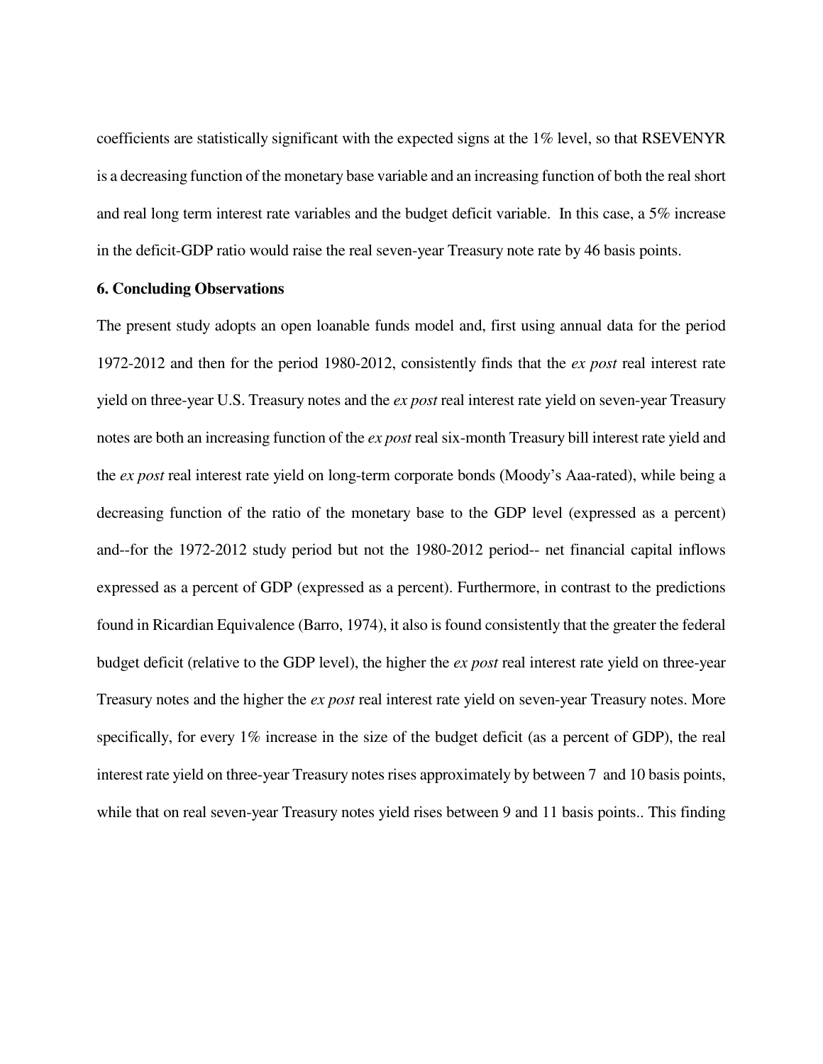coefficients are statistically significant with the expected signs at the 1% level, so that RSEVENYR is a decreasing function of the monetary base variable and an increasing function of both the real short and real long term interest rate variables and the budget deficit variable. In this case, a 5% increase in the deficit-GDP ratio would raise the real seven-year Treasury note rate by 46 basis points.

## 6. Concluding Observations

The present study adopts an open loanable funds model and, first using annual data for the period 1972-2012 and then for the period 1980-2012, consistently finds that the *ex post* real interest rate yield on three-year U.S. Treasury notes and the *ex post* real interest rate yield on seven-year Treasury notes are both an increasing function of the *ex post* real six-month Treasury bill interest rate yield and the *ex post* real interest rate yield on long-term corporate bonds (Moody's Aaa-rated), while being a decreasing function of the ratio of the monetary base to the GDP level (expressed as a percent) and--for the 1972-2012 study period but not the 1980-2012 period-- net financial capital inflows expressed as a percent of GDP (expressed as a percent). Furthermore, in contrast to the predictions found in Ricardian Equivalence (Barro, 1974), it also is found consistently that the greater the federal budget deficit (relative to the GDP level), the higher the *ex post* real interest rate yield on three-year Treasury notes and the higher the *ex post* real interest rate yield on seven-year Treasury notes. More specifically, for every 1% increase in the size of the budget deficit (as a percent of GDP), the real interest rate yield on three-year Treasury notes rises approximately by between 7 and 10 basis points, while that on real seven-year Treasury notes yield rises between 9 and 11 basis points.. This finding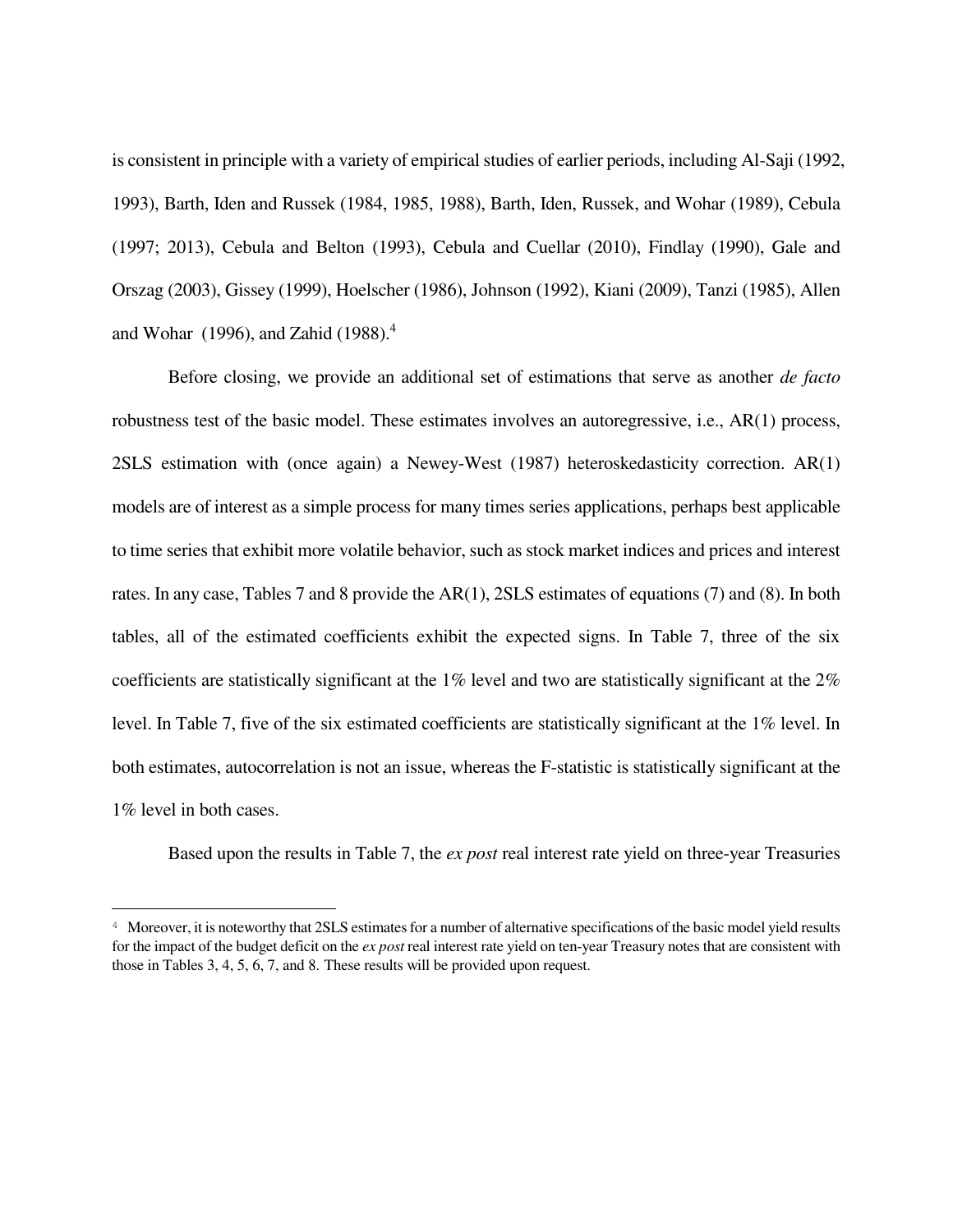is consistent in principle with a variety of empirical studies of earlier periods, including Al-Saji (1992, 1993), Barth, Iden and Russek (1984, 1985, 1988), Barth, Iden, Russek, and Wohar (1989), Cebula (1997; 2013), Cebula and Belton (1993), Cebula and Cuellar (2010), Findlay (1990), Gale and Orszag (2003), Gissey (1999), Hoelscher (1986), Johnson (1992), Kiani (2009), Tanzi (1985), Allen and Wohar (1996), and Zahid (1988).[4]

Before closing, we provide an additional set of estimations that serve as another *de facto* robustness test of the basic model. These estimates involves an autoregressive, i.e., AR(1) process, 2SLS estimation with (once again) a Newey-West (1987) heteroskedasticity correction. AR(1) models are of interest as a simple process for many times series applications, perhaps best applicable to time series that exhibit more volatile behavior, such as stock market indices and prices and interest rates. In any case, Tables 7 and 8 provide the AR(1), 2SLS estimates of equations (7) and (8). In both tables, all of the estimated coefficients exhibit the expected signs. In Table 7, three of the six coefficients are statistically significant at the 1% level and two are statistically significant at the 2% level. In Table 7, five of the six estimated coefficients are statistically significant at the 1% level. In both estimates, autocorrelation is not an issue, whereas the F-statistic is statistically significant at the 1% level in both cases.

Based upon the results in Table 7, the *ex post* real interest rate yield on three-year Treasuries

---

[4] Moreover, it is noteworthy that 2SLS estimates for a number of alternative specifications of the basic model yield results for the impact of the budget deficit on the *ex post* real interest rate yield on ten-year Treasury notes that are consistent with those in Tables 3, 4, 5, 6, 7, and 8. These results will be provided upon request.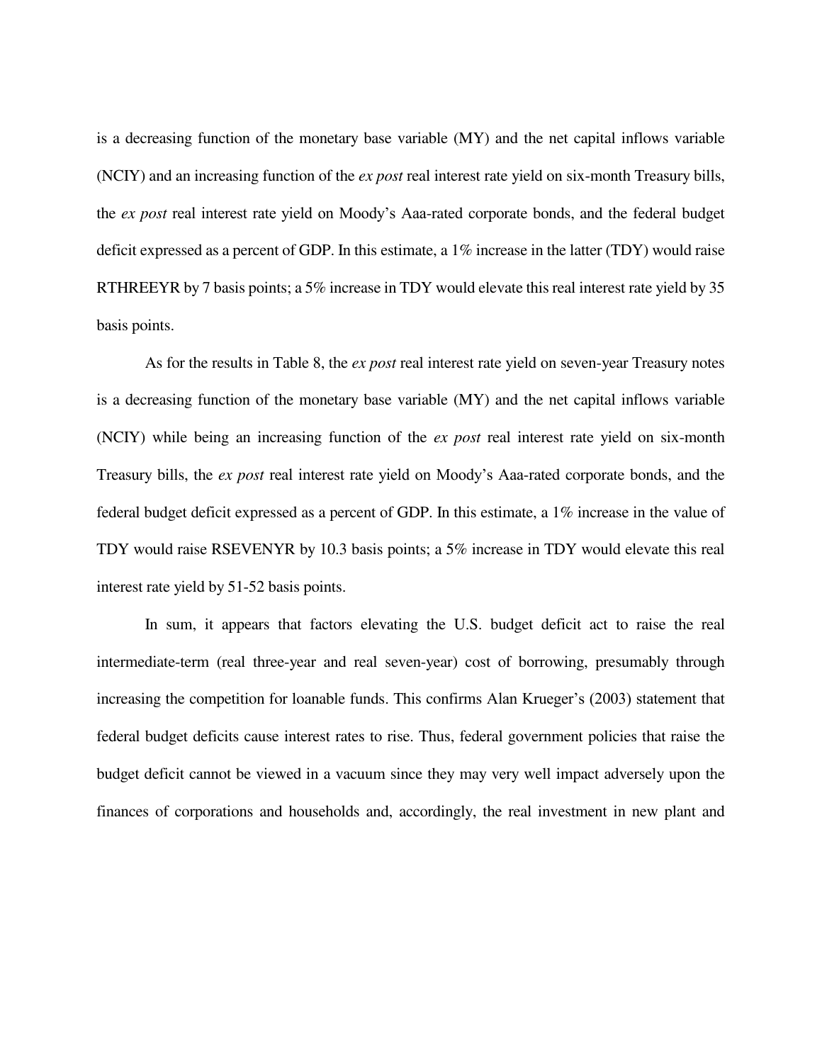is a decreasing function of the monetary base variable (MY) and the net capital inflows variable (NCIY) and an increasing function of the *ex post* real interest rate yield on six-month Treasury bills, the *ex post* real interest rate yield on Moody's Aaa-rated corporate bonds, and the federal budget deficit expressed as a percent of GDP. In this estimate, a 1% increase in the latter (TDY) would raise RTHREEYR by 7 basis points; a 5% increase in TDY would elevate this real interest rate yield by 35 basis points.

As for the results in Table 8, the *ex post* real interest rate yield on seven-year Treasury notes is a decreasing function of the monetary base variable (MY) and the net capital inflows variable (NCIY) while being an increasing function of the *ex post* real interest rate yield on six-month Treasury bills, the *ex post* real interest rate yield on Moody's Aaa-rated corporate bonds, and the federal budget deficit expressed as a percent of GDP. In this estimate, a 1% increase in the value of TDY would raise RSEVENYR by 10.3 basis points; a 5% increase in TDY would elevate this real interest rate yield by 51-52 basis points.

In sum, it appears that factors elevating the U.S. budget deficit act to raise the real intermediate-term (real three-year and real seven-year) cost of borrowing, presumably through increasing the competition for loanable funds. This confirms Alan Krueger's (2003) statement that federal budget deficits cause interest rates to rise. Thus, federal government policies that raise the budget deficit cannot be viewed in a vacuum since they may very well impact adversely upon the finances of corporations and households and, accordingly, the real investment in new plant and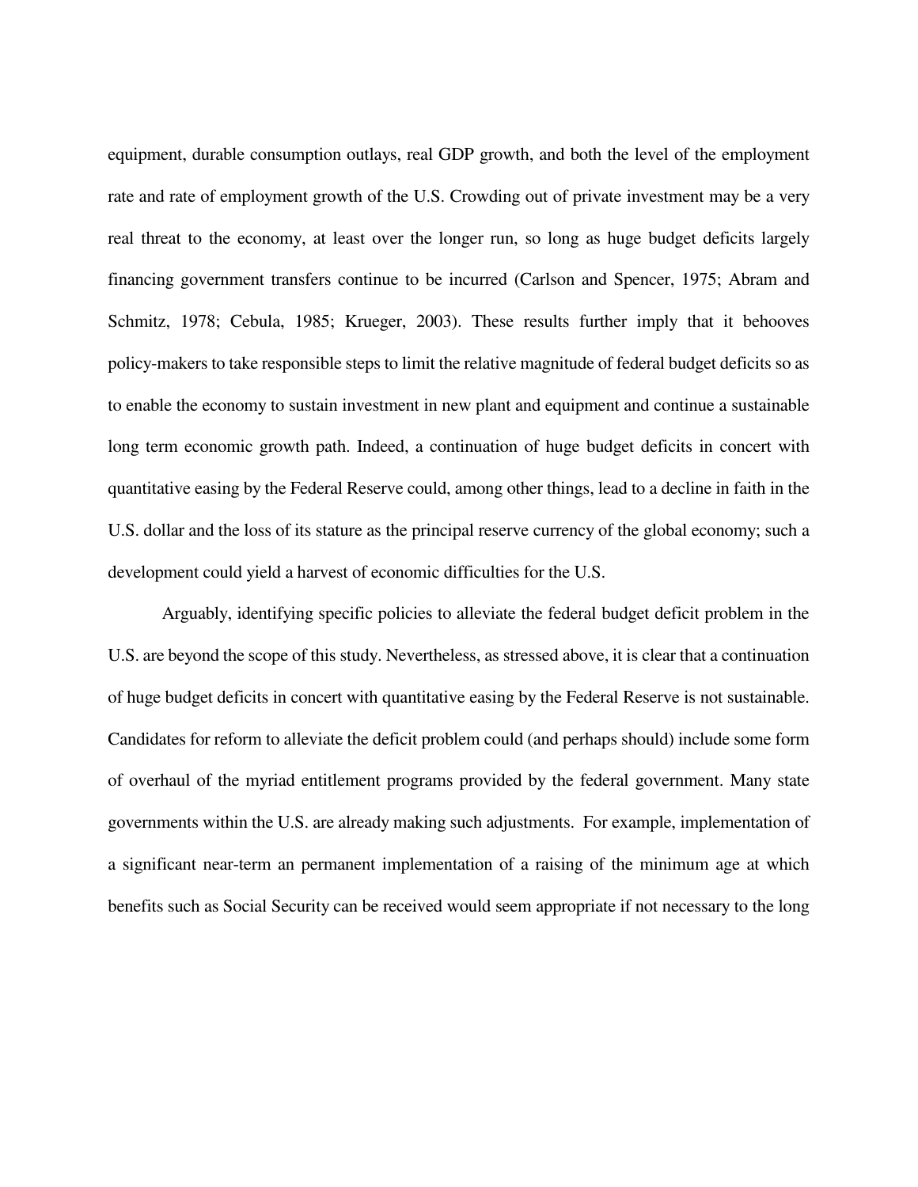equipment, durable consumption outlays, real GDP growth, and both the level of the employment rate and rate of employment growth of the U.S. Crowding out of private investment may be a very real threat to the economy, at least over the longer run, so long as huge budget deficits largely financing government transfers continue to be incurred (Carlson and Spencer, 1975; Abram and Schmitz, 1978; Cebula, 1985; Krueger, 2003). These results further imply that it behooves policy-makers to take responsible steps to limit the relative magnitude of federal budget deficits so as to enable the economy to sustain investment in new plant and equipment and continue a sustainable long term economic growth path. Indeed, a continuation of huge budget deficits in concert with quantitative easing by the Federal Reserve could, among other things, lead to a decline in faith in the U.S. dollar and the loss of its stature as the principal reserve currency of the global economy; such a development could yield a harvest of economic difficulties for the U.S.

Arguably, identifying specific policies to alleviate the federal budget deficit problem in the U.S. are beyond the scope of this study. Nevertheless, as stressed above, it is clear that a continuation of huge budget deficits in concert with quantitative easing by the Federal Reserve is not sustainable. Candidates for reform to alleviate the deficit problem could (and perhaps should) include some form of overhaul of the myriad entitlement programs provided by the federal government. Many state governments within the U.S. are already making such adjustments. For example, implementation of a significant near-term an permanent implementation of a raising of the minimum age at which benefits such as Social Security can be received would seem appropriate if not necessary to the long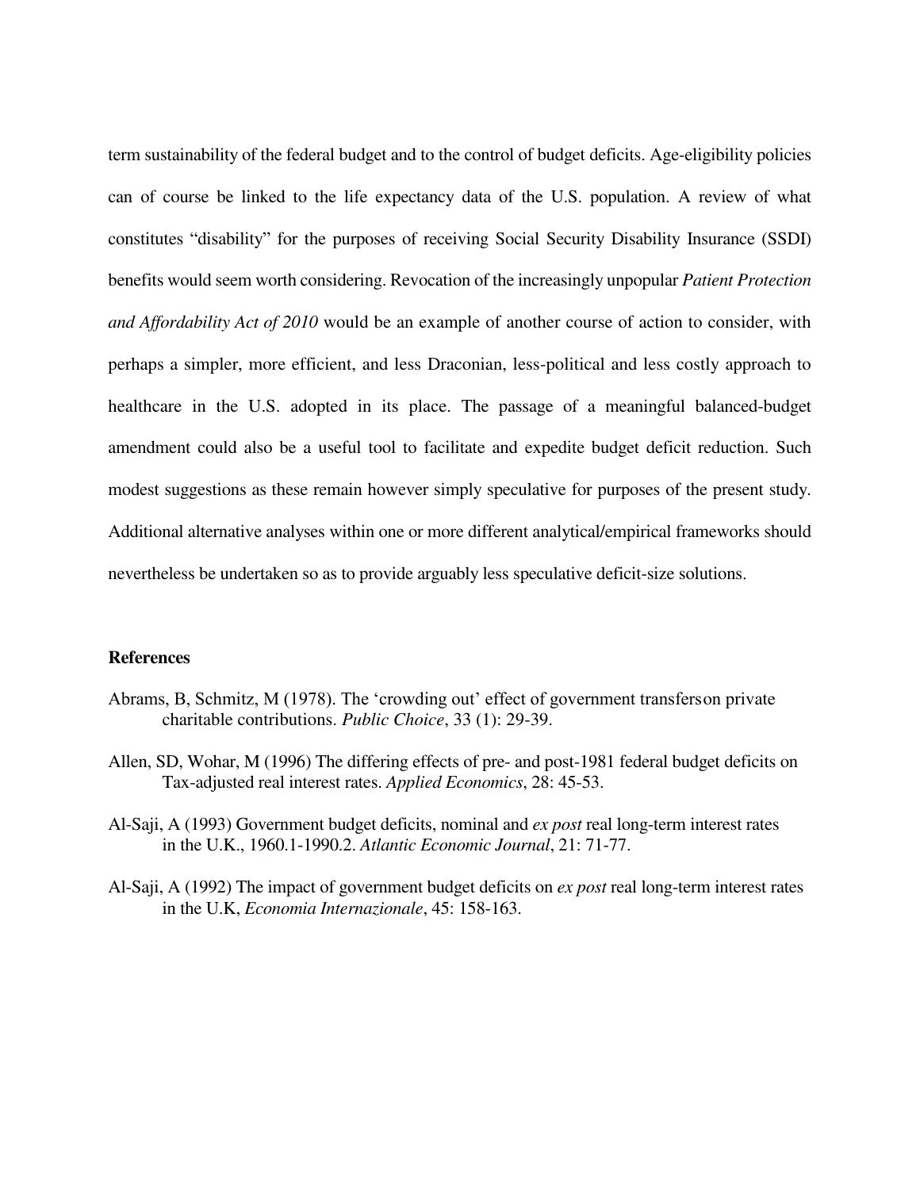term sustainability of the federal budget and to the control of budget deficits. Age-eligibility policies can of course be linked to the life expectancy data of the U.S. population. A review of what constitutes "disability" for the purposes of receiving Social Security Disability Insurance (SSDI) benefits would seem worth considering. Revocation of the increasingly unpopular *Patient Protection and Affordability Act of 2010* would be an example of another course of action to consider, with perhaps a simpler, more efficient, and less Draconian, less-political and less costly approach to healthcare in the U.S. adopted in its place. The passage of a meaningful balanced-budget amendment could also be a useful tool to facilitate and expedite budget deficit reduction. Such modest suggestions as these remain however simply speculative for purposes of the present study. Additional alternative analyses within one or more different analytical/empirical frameworks should nevertheless be undertaken so as to provide arguably less speculative deficit-size solutions.

## References

Abrams, B, Schmitz, M (1978). The 'crowding out' effect of government transferson private charitable contributions. *Public Choice*, 33 (1): 29-39.

Allen, SD, Wohar, M (1996) The differing effects of pre- and post-1981 federal budget deficits on Tax-adjusted real interest rates. *Applied Economics*, 28: 45-53.

Al-Saji, A (1993) Government budget deficits, nominal and *ex post* real long-term interest rates in the U.K., 1960.1-1990.2. *Atlantic Economic Journal*, 21: 71-77.

Al-Saji, A (1992) The impact of government budget deficits on *ex post* real long-term interest rates in the U.K, *Economia Internazionale*, 45: 158-163.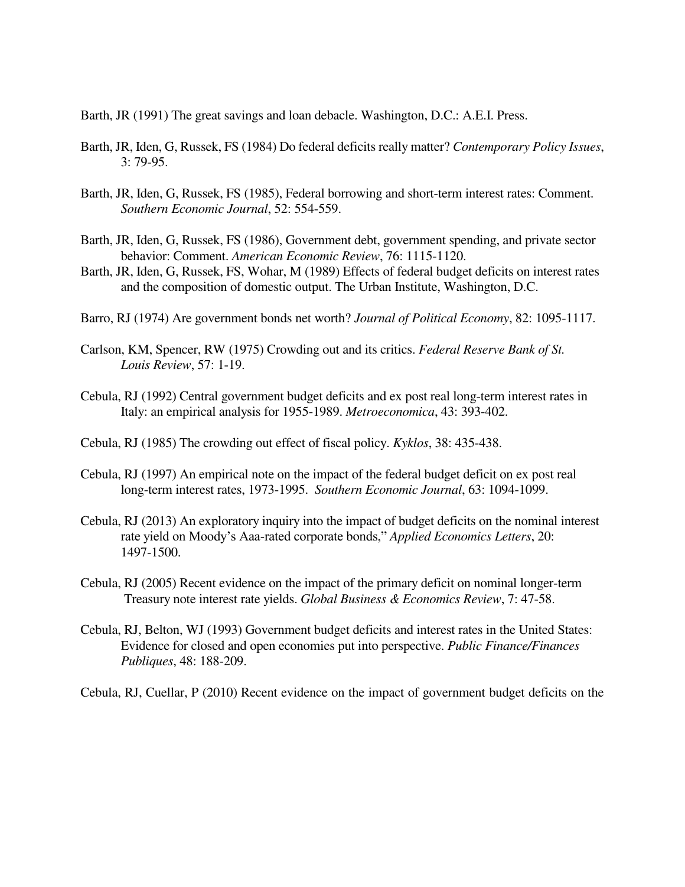Barth, JR (1991) The great savings and loan debacle. Washington, D.C.: A.E.I. Press.

Barth, JR, Iden, G, Russek, FS (1984) Do federal deficits really matter? *Contemporary Policy Issues*, 3: 79-95.

Barth, JR, Iden, G, Russek, FS (1985), Federal borrowing and short-term interest rates: Comment. *Southern Economic Journal*, 52: 554-559.

Barth, JR, Iden, G, Russek, FS (1986), Government debt, government spending, and private sector behavior: Comment. *American Economic Review*, 76: 1115-1120.

Barth, JR, Iden, G, Russek, FS, Wohar, M (1989) Effects of federal budget deficits on interest rates and the composition of domestic output. The Urban Institute, Washington, D.C.

Barro, RJ (1974) Are government bonds net worth? *Journal of Political Economy*, 82: 1095-1117.

Carlson, KM, Spencer, RW (1975) Crowding out and its critics. *Federal Reserve Bank of St. Louis Review*, 57: 1-19.

Cebula, RJ (1992) Central government budget deficits and ex post real long-term interest rates in Italy: an empirical analysis for 1955-1989. *Metroeconomica*, 43: 393-402.

Cebula, RJ (1985) The crowding out effect of fiscal policy. *Kyklos*, 38: 435-438.

Cebula, RJ (1997) An empirical note on the impact of the federal budget deficit on ex post real long-term interest rates, 1973-1995. *Southern Economic Journal*, 63: 1094-1099.

Cebula, RJ (2013) An exploratory inquiry into the impact of budget deficits on the nominal interest rate yield on Moody's Aaa-rated corporate bonds," *Applied Economics Letters*, 20: 1497-1500.

Cebula, RJ (2005) Recent evidence on the impact of the primary deficit on nominal longer-term Treasury note interest rate yields. *Global Business & Economics Review*, 7: 47-58.

Cebula, RJ, Belton, WJ (1993) Government budget deficits and interest rates in the United States: Evidence for closed and open economies put into perspective. *Public Finance/Finances Publiques*, 48: 188-209.

Cebula, RJ, Cuellar, P (2010) Recent evidence on the impact of government budget deficits on the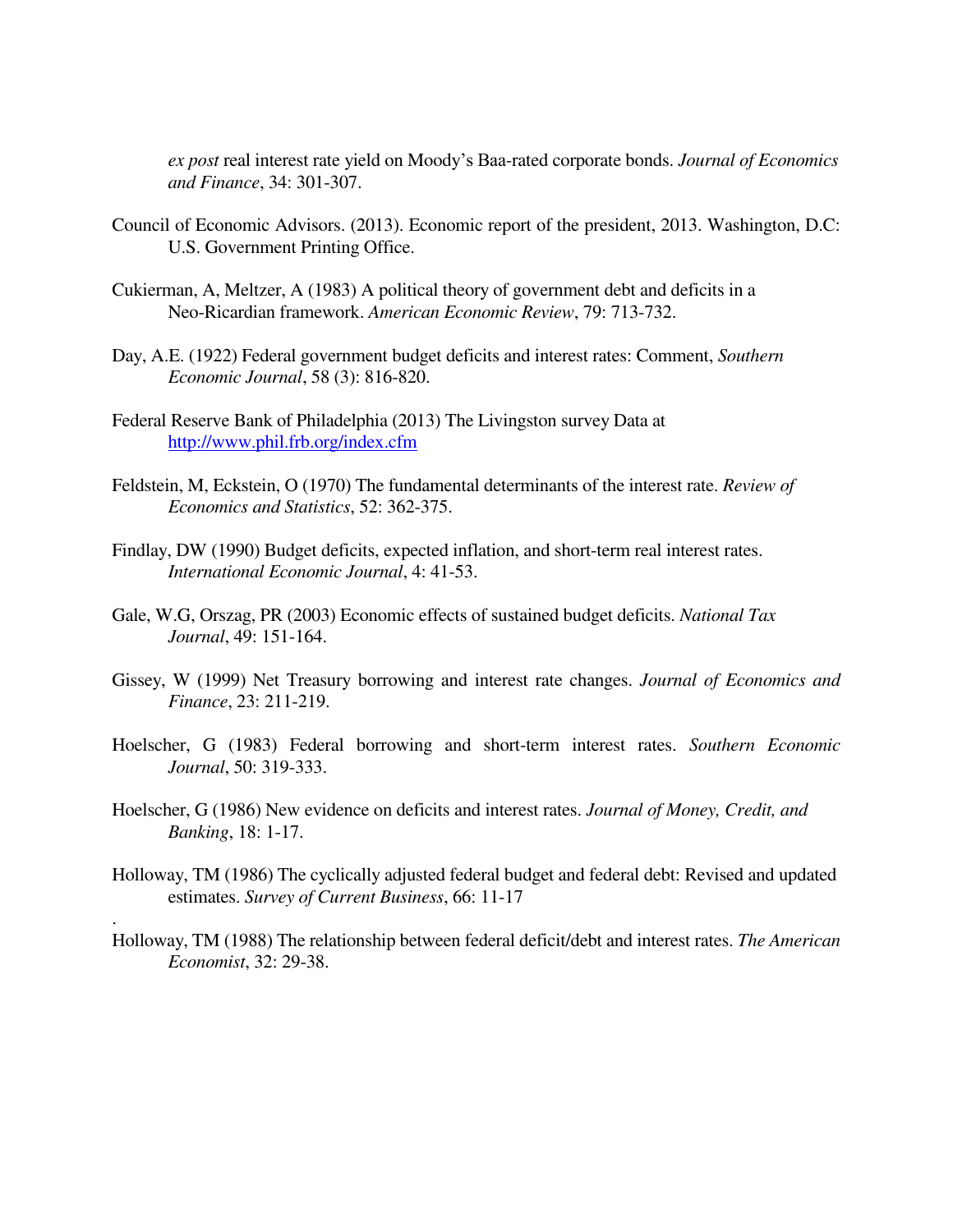*ex post* real interest rate yield on Moody's Baa-rated corporate bonds. *Journal of Economics and Finance*, 34: 301-307.

Council of Economic Advisors. (2013). Economic report of the president, 2013. Washington, D.C: U.S. Government Printing Office.

Cukierman, A, Meltzer, A (1983) A political theory of government debt and deficits in a Neo-Ricardian framework. *American Economic Review*, 79: 713-732.

Day, A.E. (1922) Federal government budget deficits and interest rates: Comment, *Southern Economic Journal*, 58 (3): 816-820.

Federal Reserve Bank of Philadelphia (2013) The Livingston survey Data at http://www.phil.frb.org/index.cfm

Feldstein, M, Eckstein, O (1970) The fundamental determinants of the interest rate. *Review of Economics and Statistics*, 52: 362-375.

Findlay, DW (1990) Budget deficits, expected inflation, and short-term real interest rates. *International Economic Journal*, 4: 41-53.

Gale, W.G, Orszag, PR (2003) Economic effects of sustained budget deficits. *National Tax Journal*, 49: 151-164.

Gissey, W (1999) Net Treasury borrowing and interest rate changes. *Journal of Economics and Finance*, 23: 211-219.

Hoelscher, G (1983) Federal borrowing and short-term interest rates. *Southern Economic Journal*, 50: 319-333.

Hoelscher, G (1986) New evidence on deficits and interest rates. *Journal of Money, Credit, and Banking*, 18: 1-17.

Holloway, TM (1986) The cyclically adjusted federal budget and federal debt: Revised and updated estimates. *Survey of Current Business*, 66: 11-17

.

Holloway, TM (1988) The relationship between federal deficit/debt and interest rates. *The American Economist*, 32: 29-38.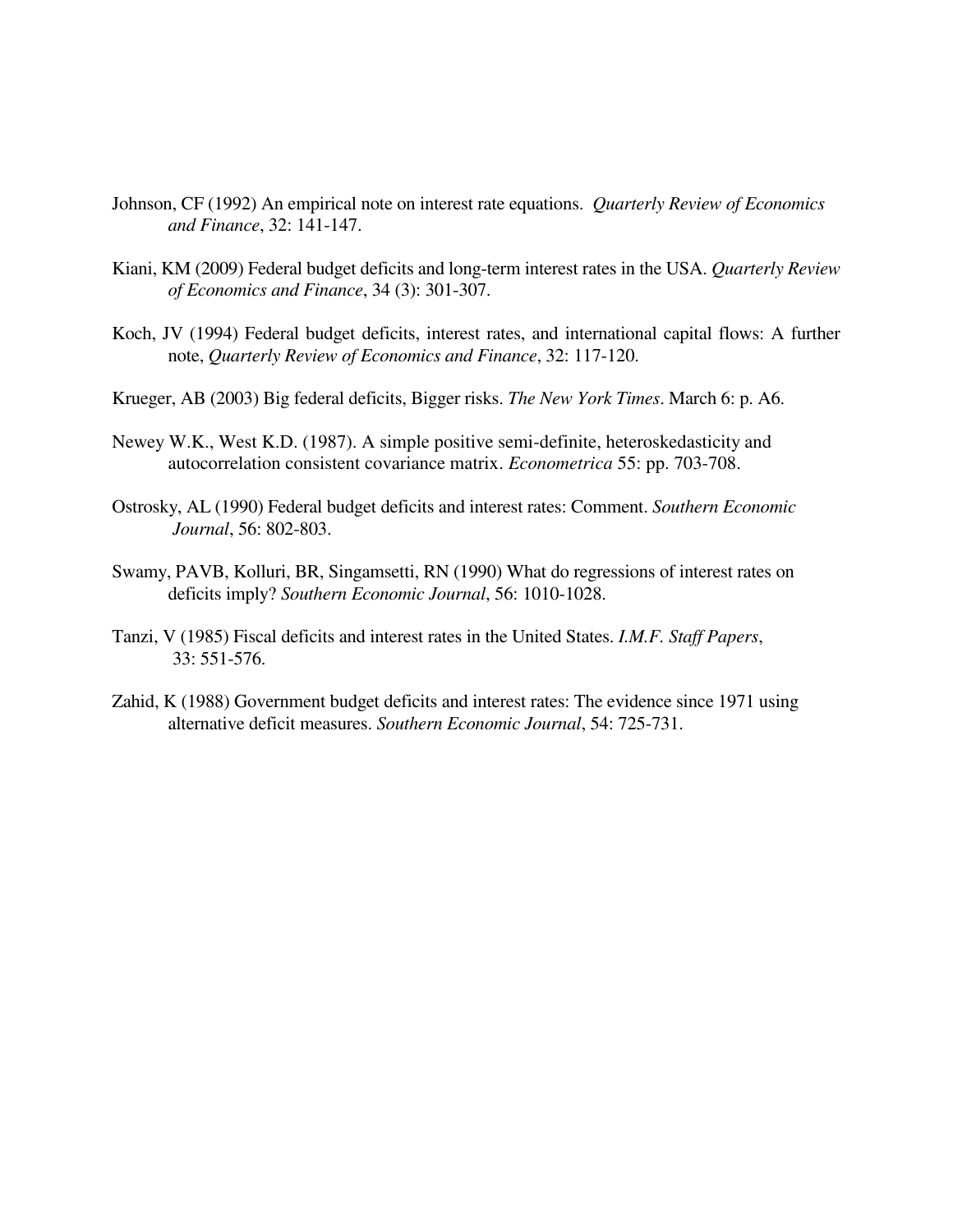Johnson, CF (1992) An empirical note on interest rate equations. *Quarterly Review of Economics and Finance*, 32: 141-147.

Kiani, KM (2009) Federal budget deficits and long-term interest rates in the USA. *Quarterly Review of Economics and Finance*, 34 (3): 301-307.

Koch, JV (1994) Federal budget deficits, interest rates, and international capital flows: A further note, *Quarterly Review of Economics and Finance*, 32: 117-120.

Krueger, AB (2003) Big federal deficits, Bigger risks. *The New York Times*. March 6: p. A6.

Newey W.K., West K.D. (1987). A simple positive semi-definite, heteroskedasticity and autocorrelation consistent covariance matrix. *Econometrica* 55: pp. 703-708.

Ostrosky, AL (1990) Federal budget deficits and interest rates: Comment. *Southern Economic Journal*, 56: 802-803.

Swamy, PAVB, Kolluri, BR, Singamsetti, RN (1990) What do regressions of interest rates on deficits imply? *Southern Economic Journal*, 56: 1010-1028.

Tanzi, V (1985) Fiscal deficits and interest rates in the United States. *I.M.F. Staff Papers*, 33: 551-576.

Zahid, K (1988) Government budget deficits and interest rates: The evidence since 1971 using alternative deficit measures. *Southern Economic Journal*, 54: 725-731.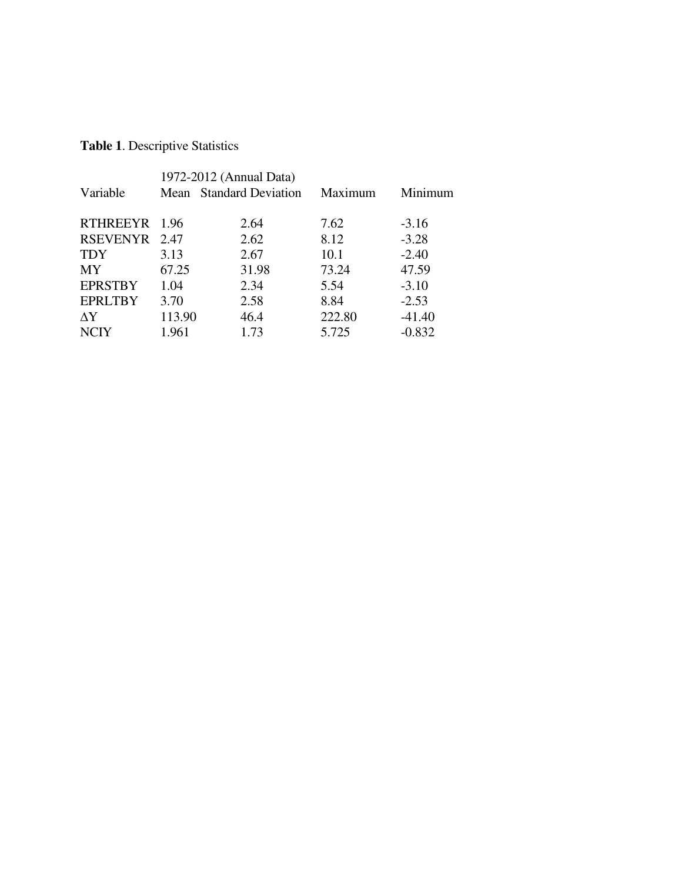**Table 1**. Descriptive Statistics

| Variable | 1972-2012 (Annual Data) Mean | Standard Deviation | Maximum | Minimum |
|---|---|---|---|---|
| RTHREEYR | 1.96 | 2.64 | 7.62 | -3.16 |
| RSEVENYR | 2.47 | 2.62 | 8.12 | -3.28 |
| TDY | 3.13 | 2.67 | 10.1 | -2.40 |
| MY | 67.25 | 31.98 | 73.24 | 47.59 |
| EPRSTBY | 1.04 | 2.34 | 5.54 | -3.10 |
| EPRLTBY | 3.70 | 2.58 | 8.84 | -2.53 |
| ΔY | 113.90 | 46.4 | 222.80 | -41.40 |
| NCIY | 1.961 | 1.73 | 5.725 | -0.832 |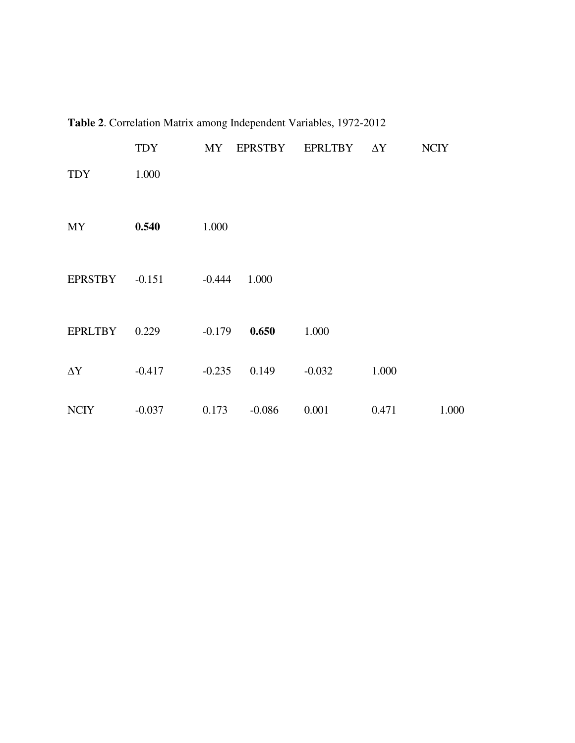**Table 2**. Correlation Matrix among Independent Variables, 1972-2012

| | TDY | MY | EPRSTBY | EPRLTBY | ΔY | NCIY |
|---|---|---|---|---|---|---|
| TDY | 1.000 | | | | | |
| MY | **0.540** | 1.000 | | | | |
| EPRSTBY | -0.151 | -0.444 | 1.000 | | | |
| EPRLTBY | 0.229 | -0.179 | **0.650** | 1.000 | | |
| ΔY | -0.417 | -0.235 | 0.149 | -0.032 | 1.000 | |
| NCIY | -0.037 | 0.173 | -0.086 | 0.001 | 0.471 | 1.000 |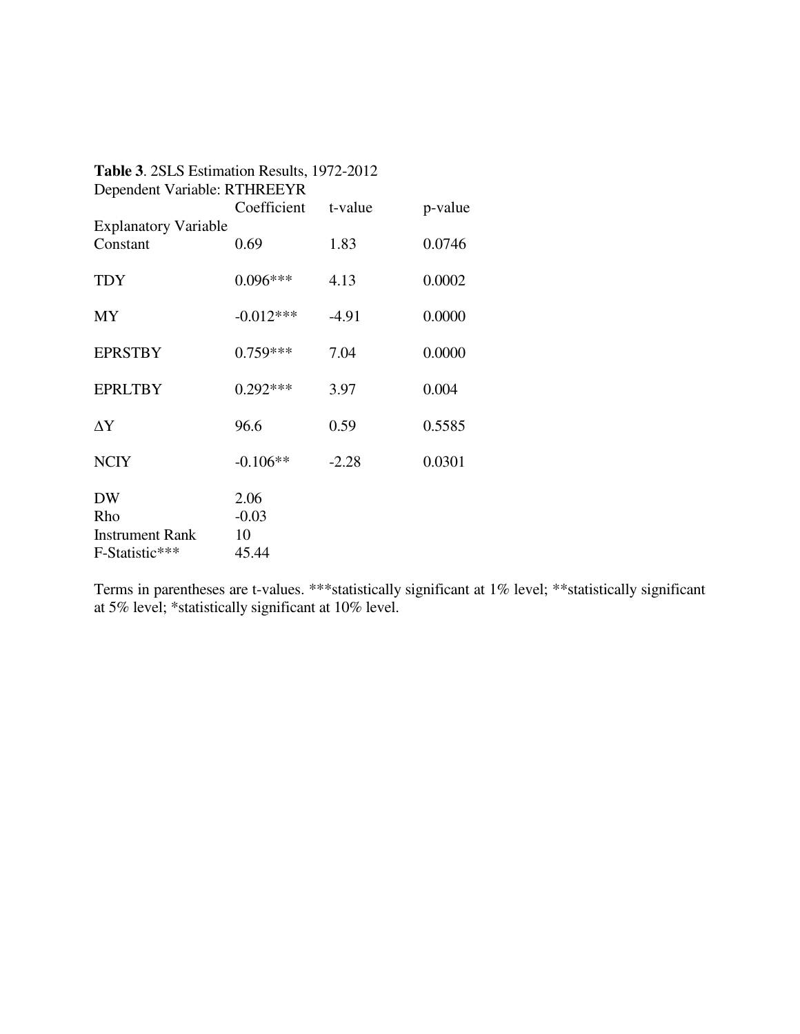**Table 3**. 2SLS Estimation Results, 1972-2012

Dependent Variable: RTHREEYR

| Explanatory Variable | Coefficient | t-value | p-value |
|---|---|---|---|
| Constant | 0.69 | 1.83 | 0.0746 |
| TDY | 0.096*** | 4.13 | 0.0002 |
| MY | -0.012*** | -4.91 | 0.0000 |
| EPRSTBY | 0.759*** | 7.04 | 0.0000 |
| EPRLTBY | 0.292*** | 3.97 | 0.004 |
| $\Delta Y$ | 96.6 | 0.59 | 0.5585 |
| NCIY | -0.106** | -2.28 | 0.0301 |
| DW | 2.06 | | |
| Rho | -0.03 | | |
| Instrument Rank | 10 | | |
| F-Statistic*** | 45.44 | | |

Terms in parentheses are t-values. ***statistically significant at 1% level; **statistically significant at 5% level; *statistically significant at 10% level.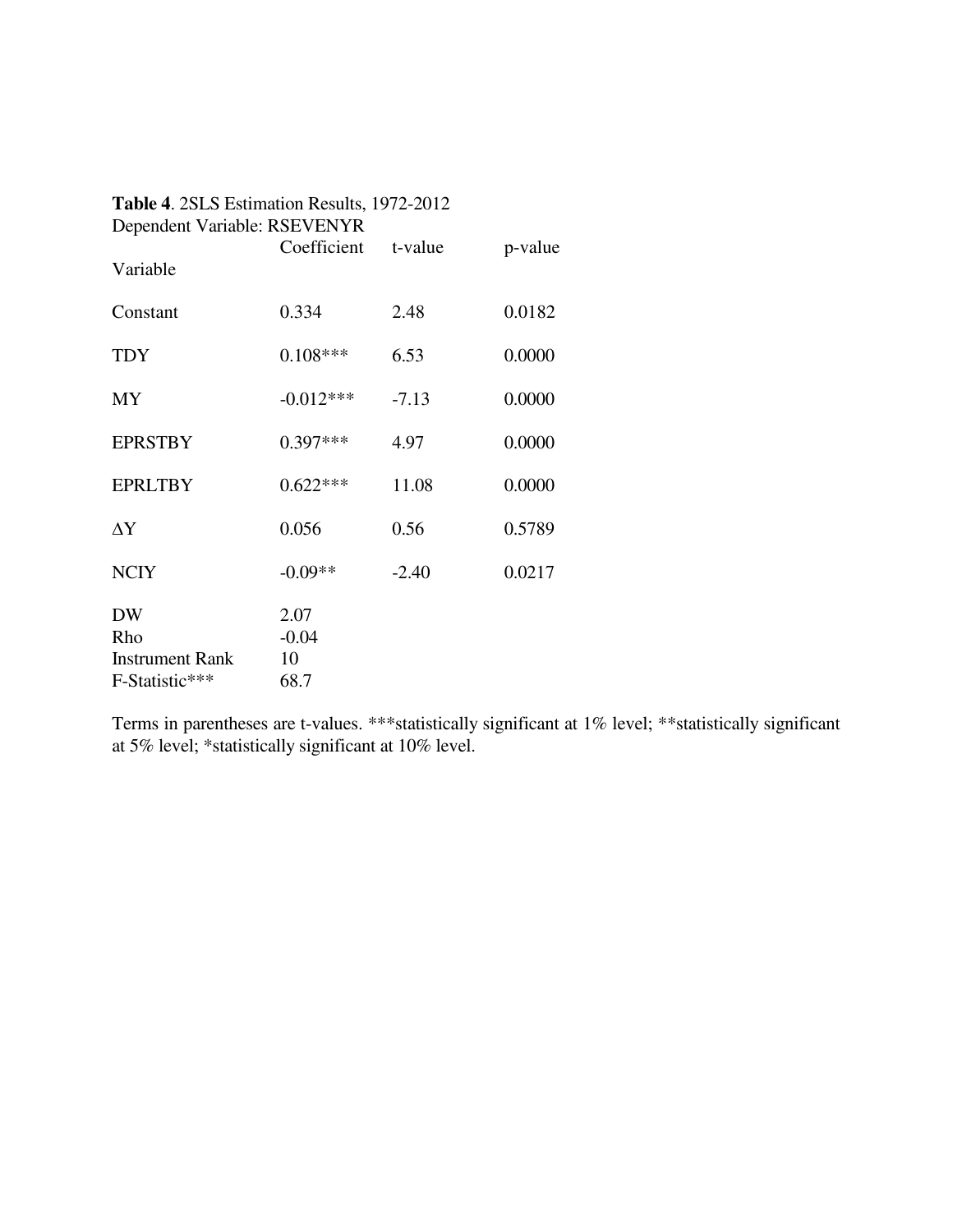**Table 4**. 2SLS Estimation Results, 1972-2012

Dependent Variable: RSEVENYR

| Variable | Coefficient | t-value | p-value |
|---|---|---|---|
| Constant | 0.334 | 2.48 | 0.0182 |
| TDY | 0.108*** | 6.53 | 0.0000 |
| MY | -0.012*** | -7.13 | 0.0000 |
| EPRSTBY | 0.397*** | 4.97 | 0.0000 |
| EPRLTBY | 0.622*** | 11.08 | 0.0000 |
| ΔY | 0.056 | 0.56 | 0.5789 |
| NCIY | -0.09** | -2.40 | 0.0217 |
| DW | 2.07 | | |
| Rho | -0.04 | | |
| Instrument Rank | 10 | | |
| F-Statistic*** | 68.7 | | |

Terms in parentheses are t-values. ***statistically significant at 1% level; **statistically significant at 5% level; *statistically significant at 10% level.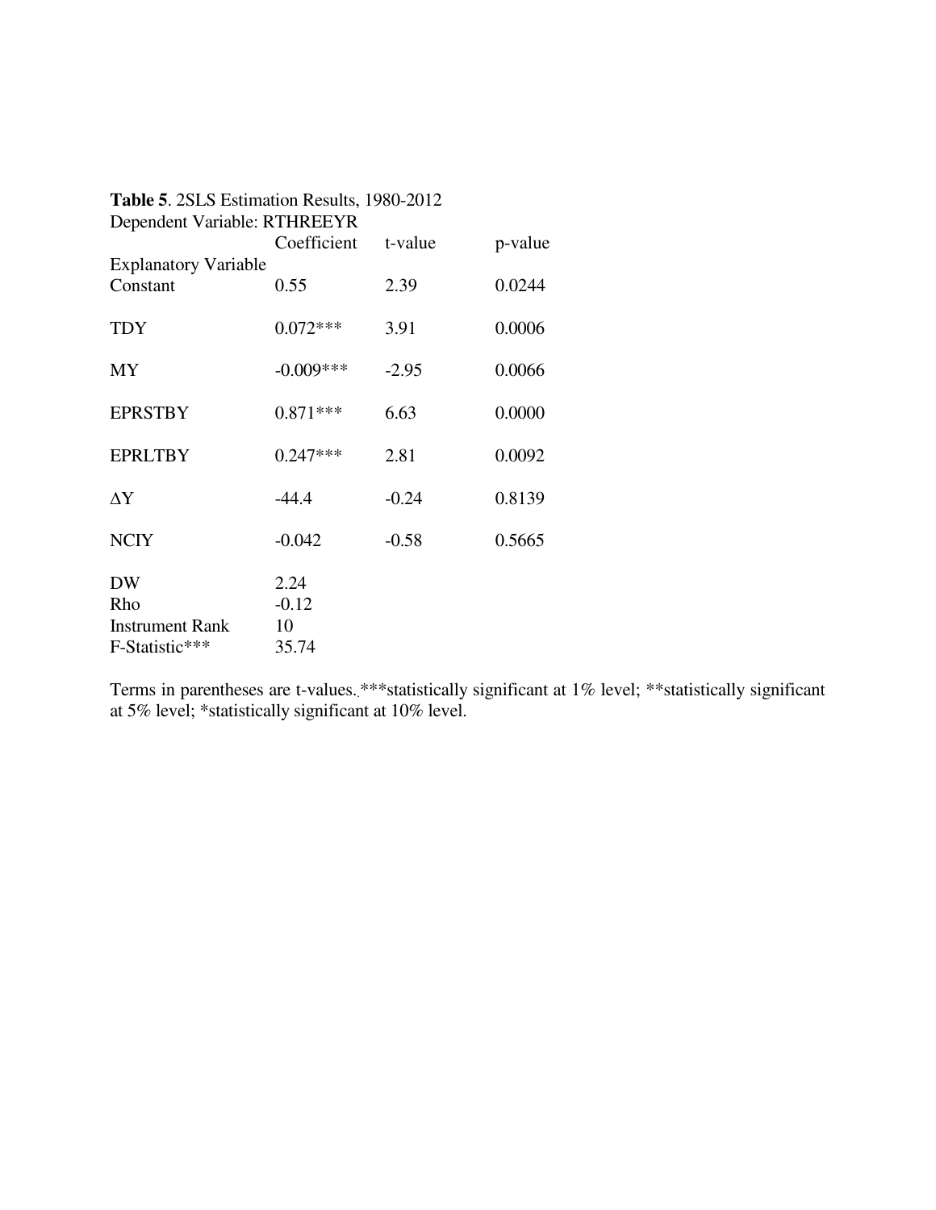**Table 5**. 2SLS Estimation Results, 1980-2012

Dependent Variable: RTHREEYR

| Explanatory Variable | Coefficient | t-value | p-value |
|---|---|---|---|
| Constant | 0.55 | 2.39 | 0.0244 |
| TDY | 0.072*** | 3.91 | 0.0006 |
| MY | -0.009*** | -2.95 | 0.0066 |
| EPRSTBY | 0.871*** | 6.63 | 0.0000 |
| EPRLTBY | 0.247*** | 2.81 | 0.0092 |
| ΔY | -44.4 | -0.24 | 0.8139 |
| NCIY | -0.042 | -0.58 | 0.5665 |
| DW | 2.24 | | |
| Rho | -0.12 | | |
| Instrument Rank | 10 | | |
| F-Statistic*** | 35.74 | | |

Terms in parentheses are t-values..***statistically significant at 1% level; **statistically significant at 5% level; *statistically significant at 10% level.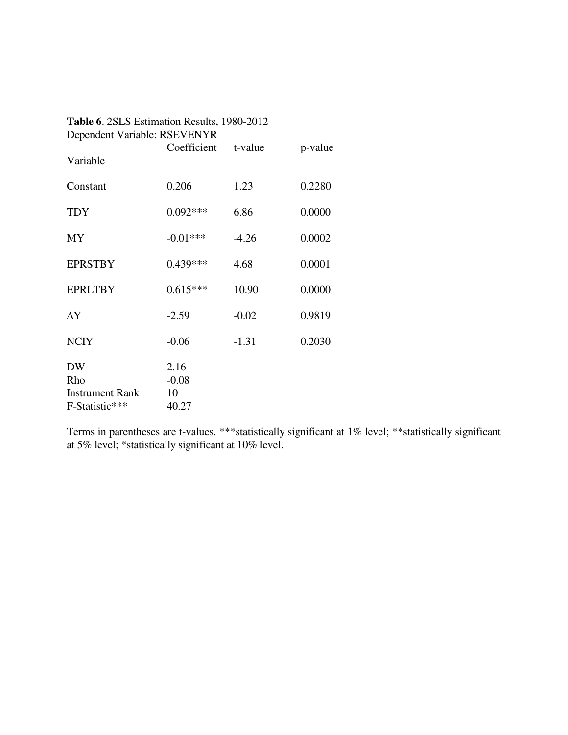**Table 6**. 2SLS Estimation Results, 1980-2012
Dependent Variable: RSEVENYR

| Variable | Coefficient | t-value | p-value |
|---|---|---|---|
| Constant | 0.206 | 1.23 | 0.2280 |
| TDY | 0.092*** | 6.86 | 0.0000 |
| MY | -0.01*** | -4.26 | 0.0002 |
| EPRSTBY | 0.439*** | 4.68 | 0.0001 |
| EPRLTBY | 0.615*** | 10.90 | 0.0000 |
| $\Delta$Y | -2.59 | -0.02 | 0.9819 |
| NCIY | -0.06 | -1.31 | 0.2030 |
| DW | 2.16 | | |
| Rho | -0.08 | | |
| Instrument Rank | 10 | | |
| F-Statistic*** | 40.27 | | |

Terms in parentheses are t-values. ***statistically significant at 1% level; **statistically significant at 5% level; *statistically significant at 10% level.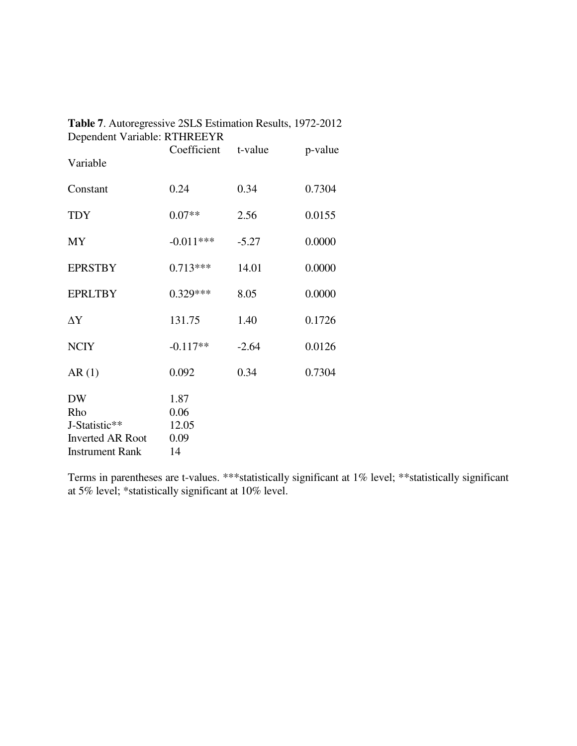**Table 7**. Autoregressive 2SLS Estimation Results, 1972-2012
Dependent Variable: RTHREEYR

| Variable | Coefficient | t-value | p-value |
|---|---|---|---|
| Constant | 0.24 | 0.34 | 0.7304 |
| TDY | 0.07** | 2.56 | 0.0155 |
| MY | -0.011*** | -5.27 | 0.0000 |
| EPRSTBY | 0.713*** | 14.01 | 0.0000 |
| EPRLTBY | 0.329*** | 8.05 | 0.0000 |
| $\Delta$Y | 131.75 | 1.40 | 0.1726 |
| NCIY | -0.117** | -2.64 | 0.0126 |
| AR (1) | 0.092 | 0.34 | 0.7304 |
| DW | 1.87 | | |
| Rho | 0.06 | | |
| J-Statistic** | 12.05 | | |
| Inverted AR Root | 0.09 | | |
| Instrument Rank | 14 | | |

Terms in parentheses are t-values. ***statistically significant at 1% level; **statistically significant at 5% level; *statistically significant at 10% level.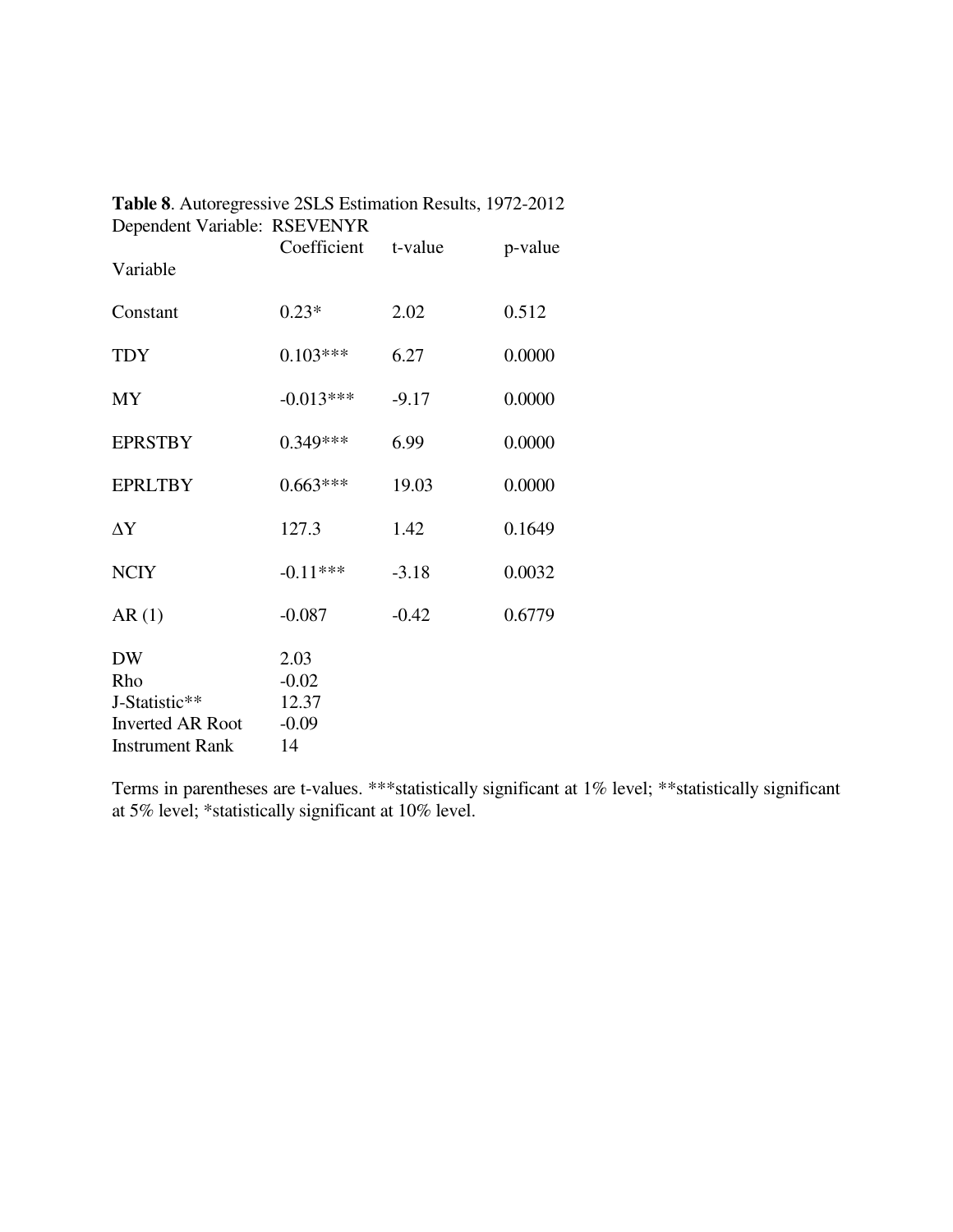**Table 8**. Autoregressive 2SLS Estimation Results, 1972-2012
Dependent Variable: RSEVENYR

| Variable | Coefficient | t-value | p-value |
|---|---|---|---|
| Constant | 0.23* | 2.02 | 0.512 |
| TDY | 0.103*** | 6.27 | 0.0000 |
| MY | -0.013*** | -9.17 | 0.0000 |
| EPRSTBY | 0.349*** | 6.99 | 0.0000 |
| EPRLTBY | 0.663*** | 19.03 | 0.0000 |
| ΔY | 127.3 | 1.42 | 0.1649 |
| NCIY | -0.11*** | -3.18 | 0.0032 |
| AR (1) | -0.087 | -0.42 | 0.6779 |
| DW | 2.03 | | |
| Rho | -0.02 | | |
| J-Statistic** | 12.37 | | |
| Inverted AR Root | -0.09 | | |
| Instrument Rank | 14 | | |

Terms in parentheses are t-values. ***statistically significant at 1% level; **statistically significant at 5% level; *statistically significant at 10% level.